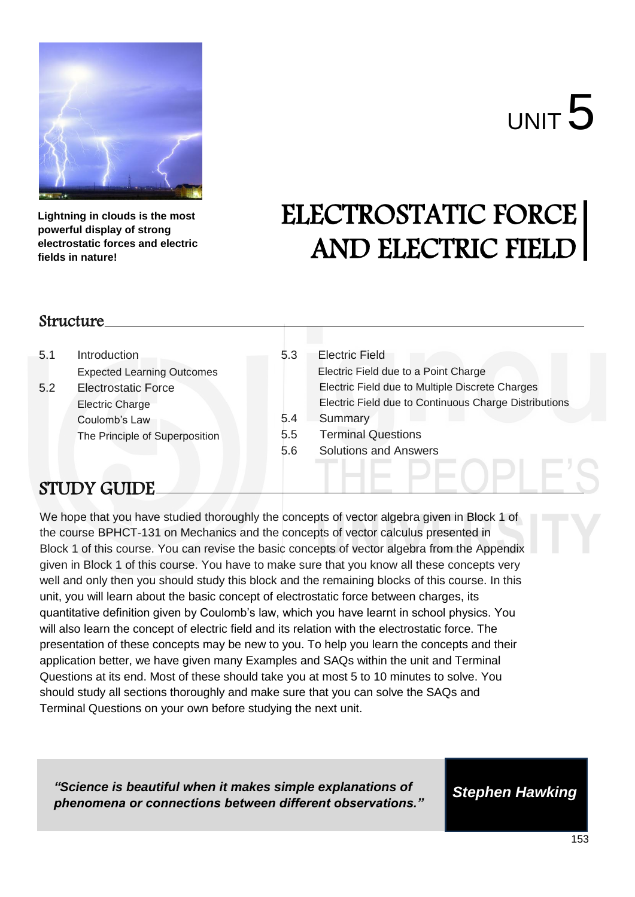Lightning in clouds is the most powerful display of strong electrostatic forces and electric fields in nature!

# UNIT 5

# ELECTROSTATIC FORCE AND ELECTRIC FIELD

## Structure

5.1 Introduction
  - Expected Learning Outcomes

5.2 Electrostatic Force
  - Electric Charge
  - Coulomb's Law
  - The Principle of Superposition

5.3 Electric Field
  - Electric Field due to a Point Charge
  - Electric Field due to Multiple Discrete Charges
  - Electric Field due to Continuous Charge Distributions

5.4 Summary

5.5 Terminal Questions

5.6 Solutions and Answers

## STUDY GUIDE

We hope that you have studied thoroughly the concepts of vector algebra given in Block 1 of the course BPHCT-131 on Mechanics and the concepts of vector calculus presented in Block 1 of this course. You can revise the basic concepts of vector algebra from the Appendix given in Block 1 of this course. You have to make sure that you know all these concepts very well and only then you should study this block and the remaining blocks of this course. In this unit, you will learn about the basic concept of electrostatic force between charges, its quantitative definition given by Coulomb's law, which you have learnt in school physics. You will also learn the concept of electric field and its relation with the electrostatic force. The presentation of these concepts may be new to you. To help you learn the concepts and their application better, we have given many Examples and SAQs within the unit and Terminal Questions at its end. Most of these should take you at most 5 to 10 minutes to solve. You should study all sections thoroughly and make sure that you can solve the SAQs and Terminal Questions on your own before studying the next unit.

> ***"Science is beautiful when it makes simple explanations of phenomena or connections between different observations."***
>
> ***Stephen Hawking***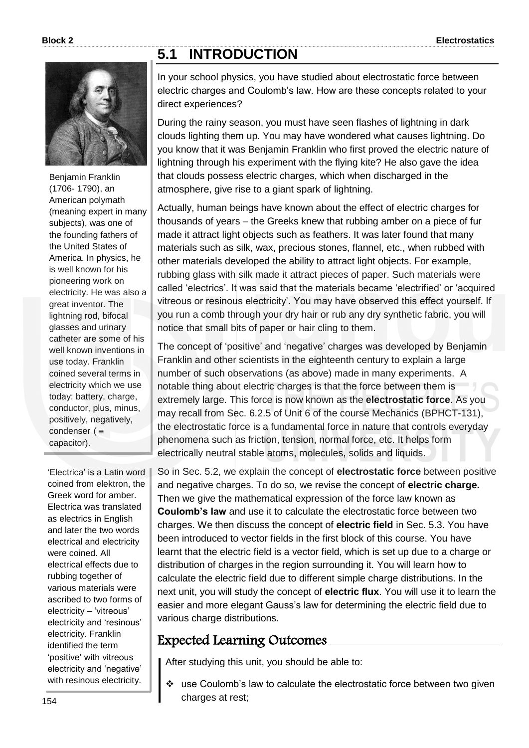## 5.1 INTRODUCTION

Benjamin Franklin (1706- 1790), an American polymath (meaning expert in many subjects), was one of the founding fathers of the United States of America. In physics, he is well known for his pioneering work on electricity. He was also a great inventor. The lightning rod, bifocal glasses and urinary catheter are some of his well known inventions in use today. Franklin coined several terms in electricity which we use today: battery, charge, conductor, plus, minus, positively, negatively, condenser ($\equiv$ capacitor).

In your school physics, you have studied about electrostatic force between electric charges and Coulomb's law. How are these concepts related to your direct experiences?

During the rainy season, you must have seen flashes of lightning in dark clouds lighting them up. You may have wondered what causes lightning. Do you know that it was Benjamin Franklin who first proved the electric nature of lightning through his experiment with the flying kite? He also gave the idea that clouds possess electric charges, which when discharged in the atmosphere, give rise to a giant spark of lightning.

Actually, human beings have known about the effect of electric charges for thousands of years – the Greeks knew that rubbing amber on a piece of fur made it attract light objects such as feathers. It was later found that many materials such as silk, wax, precious stones, flannel, etc., when rubbed with other materials developed the ability to attract light objects. For example, rubbing glass with silk made it attract pieces of paper. Such materials were called 'electrics'. It was said that the materials became 'electrified' or 'acquired vitreous or resinous electricity'. You may have observed this effect yourself. If you run a comb through your dry hair or rub any dry synthetic fabric, you will notice that small bits of paper or hair cling to them.

'Electrica' is a Latin word coined from elektron, the Greek word for amber. Electrica was translated as electrics in English and later the two words electrical and electricity were coined. All electrical effects due to rubbing together of various materials were ascribed to two forms of electricity – 'vitreous' electricity and 'resinous' electricity. Franklin identified the term 'positive' with vitreous electricity and 'negative' with resinous electricity.

The concept of 'positive' and 'negative' charges was developed by Benjamin Franklin and other scientists in the eighteenth century to explain a large number of such observations (as above) made in many experiments. A notable thing about electric charges is that the force between them is extremely large. This force is now known as the **electrostatic force**. As you may recall from Sec. 6.2.5 of Unit 6 of the course Mechanics (BPHCT-131), the electrostatic force is a fundamental force in nature that controls everyday phenomena such as friction, tension, normal force, etc. It helps form electrically neutral stable atoms, molecules, solids and liquids.

So in Sec. 5.2, we explain the concept of **electrostatic force** between positive and negative charges. To do so, we revise the concept of **electric charge.** Then we give the mathematical expression of the force law known as **Coulomb's law** and use it to calculate the electrostatic force between two charges. We then discuss the concept of **electric field** in Sec. 5.3. You have been introduced to vector fields in the first block of this course. You have learnt that the electric field is a vector field, which is set up due to a charge or distribution of charges in the region surrounding it. You will learn how to calculate the electric field due to different simple charge distributions. In the next unit, you will study the concept of **electric flux**. You will use it to learn the easier and more elegant Gauss's law for determining the electric field due to various charge distributions.

### Expected Learning Outcomes

After studying this unit, you should be able to:

- use Coulomb's law to calculate the electrostatic force between two given charges at rest;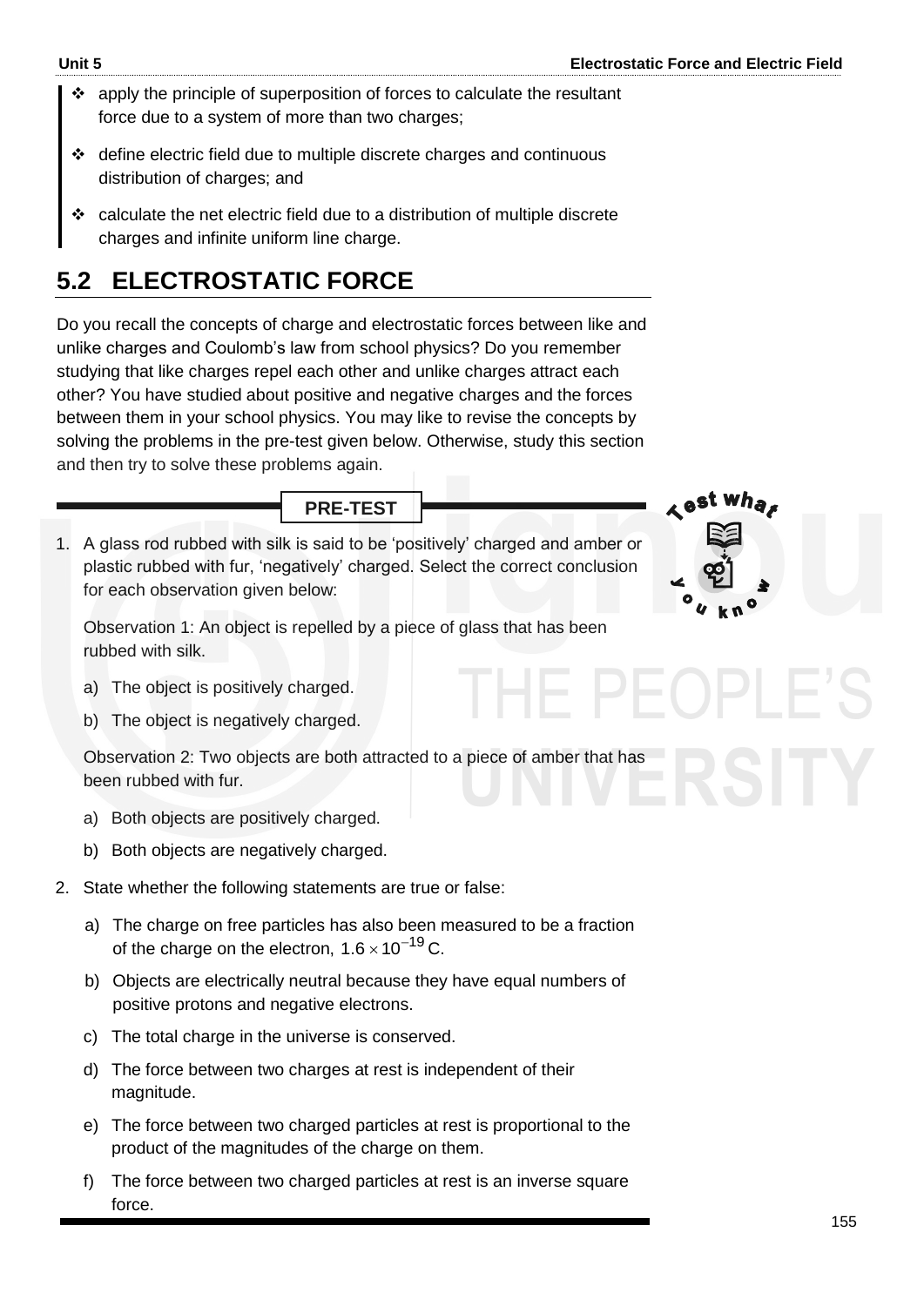- apply the principle of superposition of forces to calculate the resultant force due to a system of more than two charges;
- define electric field due to multiple discrete charges and continuous distribution of charges; and
- calculate the net electric field due to a distribution of multiple discrete charges and infinite uniform line charge.

## 5.2 ELECTROSTATIC FORCE

Do you recall the concepts of charge and electrostatic forces between like and unlike charges and Coulomb's law from school physics? Do you remember studying that like charges repel each other and unlike charges attract each other? You have studied about positive and negative charges and the forces between them in your school physics. You may like to revise the concepts by solving the problems in the pre-test given below. Otherwise, study this section and then try to solve these problems again.

**PRE-TEST**

1. A glass rod rubbed with silk is said to be 'positively' charged and amber or plastic rubbed with fur, 'negatively' charged. Select the correct conclusion for each observation given below:

   Observation 1: An object is repelled by a piece of glass that has been rubbed with silk.

   a) The object is positively charged.
   b) The object is negatively charged.

   Observation 2: Two objects are both attracted to a piece of amber that has been rubbed with fur.

   a) Both objects are positively charged.
   b) Both objects are negatively charged.

2. State whether the following statements are true or false:

   a) The charge on free particles has also been measured to be a fraction of the charge on the electron, $1.6 \times 10^{-19}$ C.
   b) Objects are electrically neutral because they have equal numbers of positive protons and negative electrons.
   c) The total charge in the universe is conserved.
   d) The force between two charges at rest is independent of their magnitude.
   e) The force between two charged particles at rest is proportional to the product of the magnitudes of the charge on them.
   f) The force between two charged particles at rest is an inverse square force.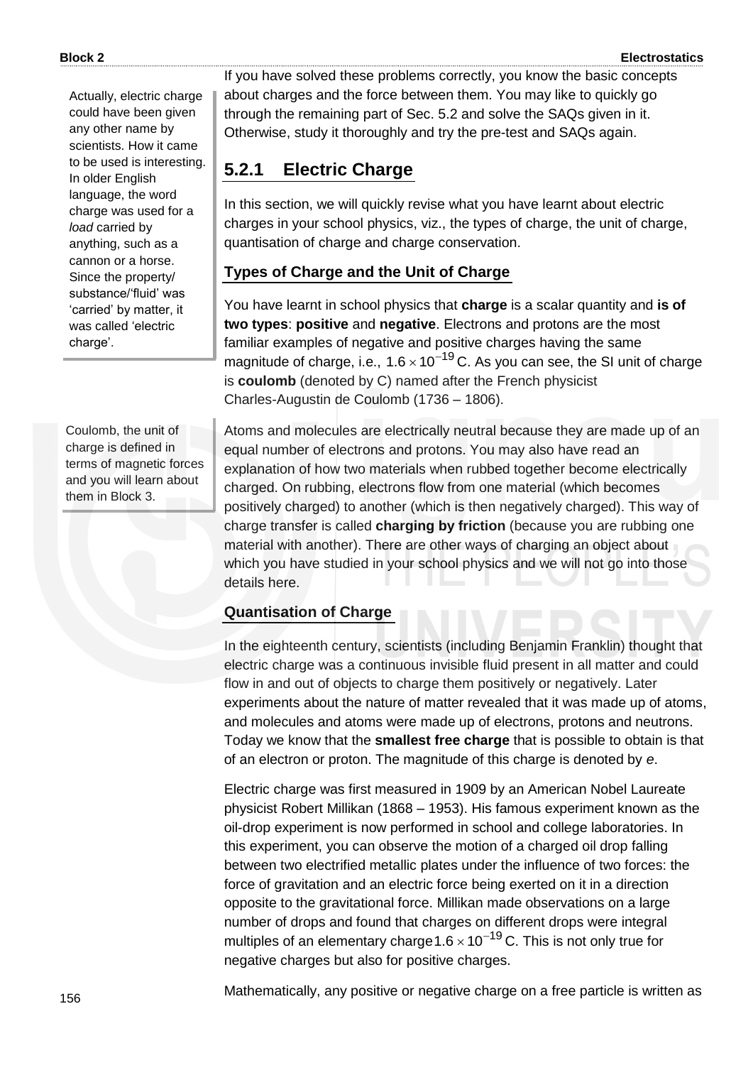Actually, electric charge could have been given any other name by scientists. How it came to be used is interesting. In older English language, the word charge was used for a *load* carried by anything, such as a cannon or a horse. Since the property/ substance/'fluid' was 'carried' by matter, it was called 'electric charge'.

If you have solved these problems correctly, you know the basic concepts about charges and the force between them. You may like to quickly go through the remaining part of Sec. 5.2 and solve the SAQs given in it. Otherwise, study it thoroughly and try the pre-test and SAQs again.

## 5.2.1 Electric Charge

In this section, we will quickly revise what you have learnt about electric charges in your school physics, viz., the types of charge, the unit of charge, quantisation of charge and charge conservation.

### Types of Charge and the Unit of Charge

You have learnt in school physics that **charge** is a scalar quantity and **is of two types**: **positive** and **negative**. Electrons and protons are the most familiar examples of negative and positive charges having the same magnitude of charge, i.e., $1.6 \times 10^{-19}$ C. As you can see, the SI unit of charge is **coulomb** (denoted by C) named after the French physicist Charles-Augustin de Coulomb (1736 – 1806).

Coulomb, the unit of charge is defined in terms of magnetic forces and you will learn about them in Block 3.

Atoms and molecules are electrically neutral because they are made up of an equal number of electrons and protons. You may also have read an explanation of how two materials when rubbed together become electrically charged. On rubbing, electrons flow from one material (which becomes positively charged) to another (which is then negatively charged). This way of charge transfer is called **charging by friction** (because you are rubbing one material with another). There are other ways of charging an object about which you have studied in your school physics and we will not go into those details here.

### Quantisation of Charge

In the eighteenth century, scientists (including Benjamin Franklin) thought that electric charge was a continuous invisible fluid present in all matter and could flow in and out of objects to charge them positively or negatively. Later experiments about the nature of matter revealed that it was made up of atoms, and molecules and atoms were made up of electrons, protons and neutrons. Today we know that the **smallest free charge** that is possible to obtain is that of an electron or proton. The magnitude of this charge is denoted by *e*.

Electric charge was first measured in 1909 by an American Nobel Laureate physicist Robert Millikan (1868 – 1953). His famous experiment known as the oil-drop experiment is now performed in school and college laboratories. In this experiment, you can observe the motion of a charged oil drop falling between two electrified metallic plates under the influence of two forces: the force of gravitation and an electric force being exerted on it in a direction opposite to the gravitational force. Millikan made observations on a large number of drops and found that charges on different drops were integral multiples of an elementary charge $1.6 \times 10^{-19}$ C. This is not only true for negative charges but also for positive charges.

Mathematically, any positive or negative charge on a free particle is written as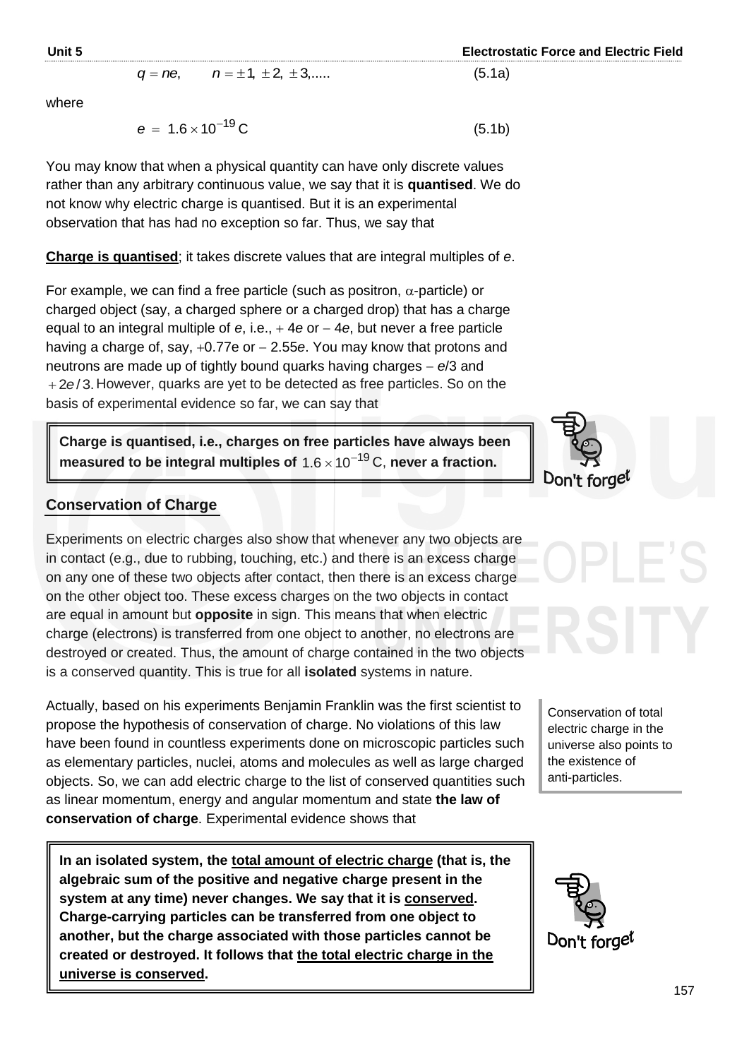$$q = ne, \qquad n = \pm 1, \pm 2, \pm 3, ..... \qquad (5.1a)$$

where

$$e = 1.6 \times 10^{-19}\,\text{C} \qquad (5.1b)$$

You may know that when a physical quantity can have only discrete values rather than any arbitrary continuous value, we say that it is **quantised**. We do not know why electric charge is quantised. But it is an experimental observation that has had no exception so far. Thus, we say that

**Charge is quantised**; it takes discrete values that are integral multiples of *e*.

For example, we can find a free particle (such as positron, $\alpha$-particle) or charged object (say, a charged sphere or a charged drop) that has a charge equal to an integral multiple of *e*, i.e., $+4e$ or $-4e$, but never a free particle having a charge of, say, $+0.77e$ or $-2.55e$. You may know that protons and neutrons are made up of tightly bound quarks having charges $-e/3$ and $+2e/3$. However, quarks are yet to be detected as free particles. So on the basis of experimental evidence so far, we can say that

> **Charge is quantised, i.e., charges on free particles have always been measured to be integral multiples of $1.6 \times 10^{-19}$ C, never a fraction.**

Don't forget

## Conservation of Charge

Experiments on electric charges also show that whenever any two objects are in contact (e.g., due to rubbing, touching, etc.) and there is an excess charge on any one of these two objects after contact, then there is an excess charge on the other object too. These excess charges on the two objects in contact are equal in amount but **opposite** in sign. This means that when electric charge (electrons) is transferred from one object to another, no electrons are destroyed or created. Thus, the amount of charge contained in the two objects is a conserved quantity. This is true for all **isolated** systems in nature.

Actually, based on his experiments Benjamin Franklin was the first scientist to propose the hypothesis of conservation of charge. No violations of this law have been found in countless experiments done on microscopic particles such as elementary particles, nuclei, atoms and molecules as well as large charged objects. So, we can add electric charge to the list of conserved quantities such as linear momentum, energy and angular momentum and state **the law of conservation of charge**. Experimental evidence shows that

Conservation of total electric charge in the universe also points to the existence of anti-particles.

> **In an isolated system, the total amount of electric charge (that is, the algebraic sum of the positive and negative charge present in the system at any time) never changes. We say that it is conserved. Charge-carrying particles can be transferred from one object to another, but the charge associated with those particles cannot be created or destroyed. It follows that the total electric charge in the universe is conserved.**

Don't forget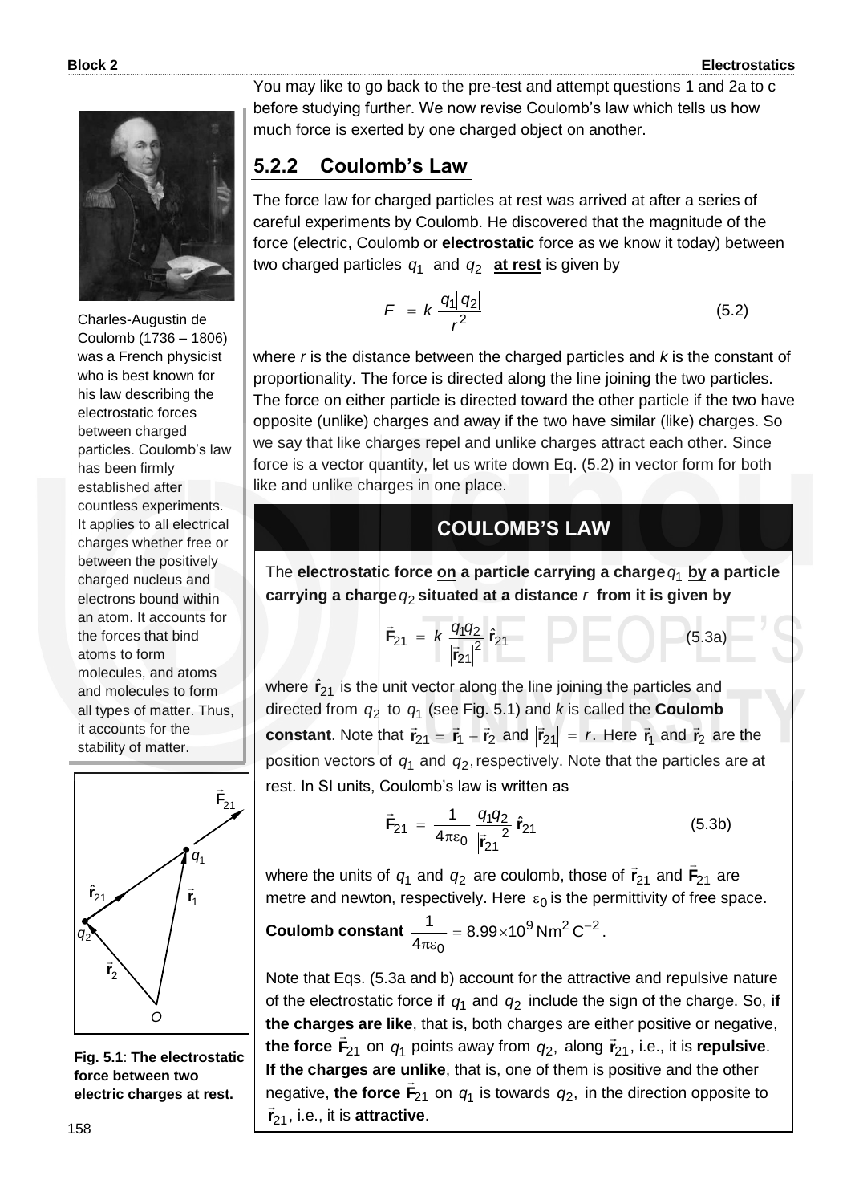You may like to go back to the pre-test and attempt questions 1 and 2a to c before studying further. We now revise Coulomb's law which tells us how much force is exerted by one charged object on another.

Charles-Augustin de Coulomb (1736 – 1806) was a French physicist who is best known for his law describing the electrostatic forces between charged particles. Coulomb's law has been firmly established after countless experiments. It applies to all electrical charges whether free or between the positively charged nucleus and electrons bound within an atom. It accounts for the forces that bind atoms to form molecules, and atoms and molecules to form all types of matter. Thus, it accounts for the stability of matter.

## 5.2.2 Coulomb's Law

The force law for charged particles at rest was arrived at after a series of careful experiments by Coulomb. He discovered that the magnitude of the force (electric, Coulomb or **electrostatic** force as we know it today) between two charged particles $q_1$ and $q_2$ **at rest** is given by

$$F = k \frac{|q_1||q_2|}{r^2} \tag{5.2}$$

where $r$ is the distance between the charged particles and $k$ is the constant of proportionality. The force is directed along the line joining the two particles. The force on either particle is directed toward the other particle if the two have opposite (unlike) charges and away if the two have similar (like) charges. So we say that like charges repel and unlike charges attract each other. Since force is a vector quantity, let us write down Eq. (5.2) in vector form for both like and unlike charges in one place.

### COULOMB'S LAW

The **electrostatic force on a particle carrying a charge** $q_1$ **by a particle carrying a charge** $q_2$ **situated at a distance** $r$ **from it is given by**

$$\vec{F}_{21} = k \frac{q_1 q_2}{|\vec{r}_{21}|^2} \hat{r}_{21} \tag{5.3a}$$

where $\hat{r}_{21}$ is the unit vector along the line joining the particles and directed from $q_2$ to $q_1$ (see Fig. 5.1) and $k$ is called the **Coulomb constant**. Note that $\vec{r}_{21} = \vec{r}_1 - \vec{r}_2$ and $|\vec{r}_{21}| = r$. Here $\vec{r}_1$ and $\vec{r}_2$ are the position vectors of $q_1$ and $q_2$, respectively. Note that the particles are at rest. In SI units, Coulomb's law is written as

$$\vec{F}_{21} = \frac{1}{4\pi\varepsilon_0} \frac{q_1 q_2}{|\vec{r}_{21}|^2} \hat{r}_{21} \tag{5.3b}$$

where the units of $q_1$ and $q_2$ are coulomb, those of $\vec{r}_{21}$ and $\vec{F}_{21}$ are metre and newton, respectively. Here $\varepsilon_0$ is the permittivity of free space.

**Coulomb constant** $\frac{1}{4\pi\varepsilon_0} = 8.99 \times 10^9 \,\text{Nm}^2\,\text{C}^{-2}$.

Note that Eqs. (5.3a and b) account for the attractive and repulsive nature of the electrostatic force if $q_1$ and $q_2$ include the sign of the charge. So, **if the charges are like**, that is, both charges are either positive or negative, **the force** $\vec{F}_{21}$ on $q_1$ points away from $q_2$, along $\vec{r}_{21}$, i.e., it is **repulsive**. **If the charges are unlike**, that is, one of them is positive and the other negative, **the force** $\vec{F}_{21}$ on $q_1$ is towards $q_2$, in the direction opposite to $\vec{r}_{21}$, i.e., it is **attractive**.

**Fig. 5.1**: **The electrostatic force between two electric charges at rest.**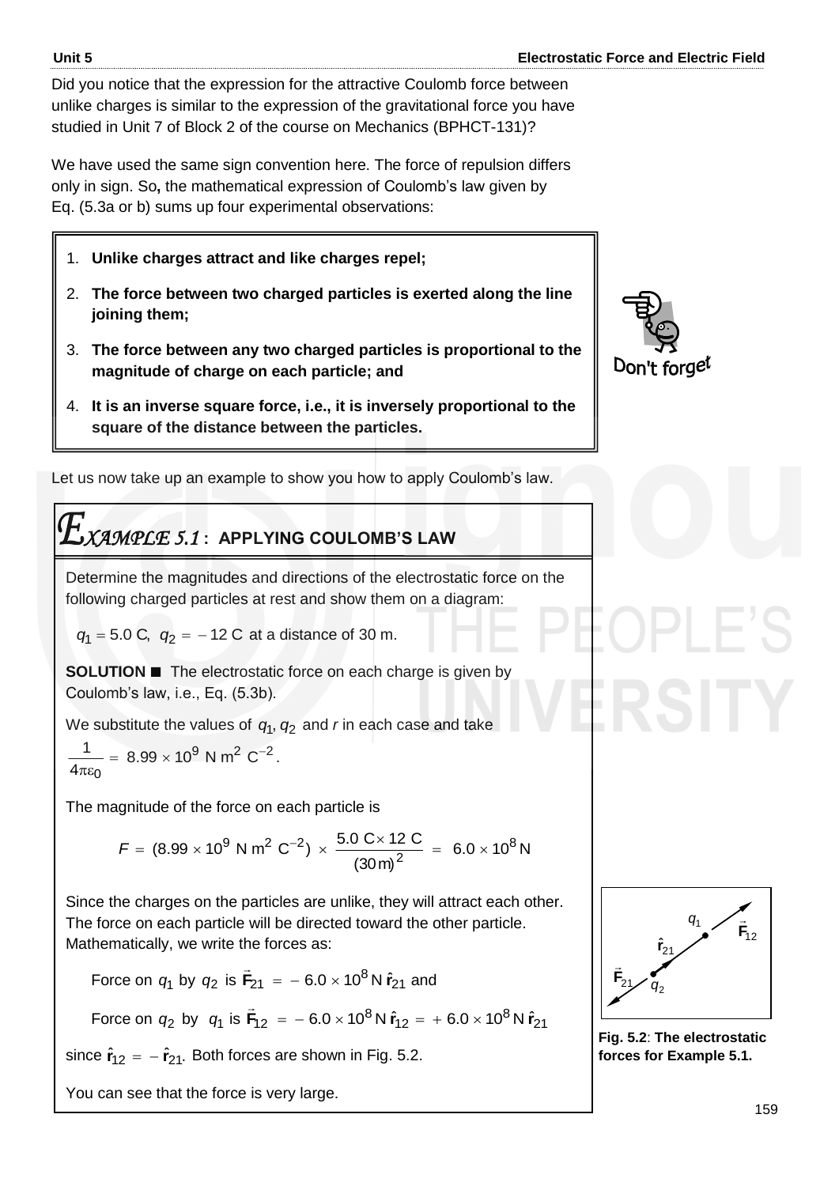Did you notice that the expression for the attractive Coulomb force between unlike charges is similar to the expression of the gravitational force you have studied in Unit 7 of Block 2 of the course on Mechanics (BPHCT-131)?

We have used the same sign convention here. The force of repulsion differs only in sign. So**,** the mathematical expression of Coulomb's law given by Eq. (5.3a or b) sums up four experimental observations:

1. **Unlike charges attract and like charges repel;**
2. **The force between two charged particles is exerted along the line joining them;**
3. **The force between any two charged particles is proportional to the magnitude of charge on each particle; and**
4. **It is an inverse square force, i.e., it is inversely proportional to the square of the distance between the particles.**

Don't forget

Let us now take up an example to show you how to apply Coulomb's law.

## *EXAMPLE 5.1* : APPLYING COULOMB'S LAW

Determine the magnitudes and directions of the electrostatic force on the following charged particles at rest and show them on a diagram:

$q_1 = 5.0$ C, $q_2 = -12$ C at a distance of 30 m.

**SOLUTION ■** The electrostatic force on each charge is given by Coulomb's law, i.e., Eq. (5.3b).

We substitute the values of $q_1, q_2$ and $r$ in each case and take $\dfrac{1}{4\pi\varepsilon_0} = 8.99 \times 10^9 \text{ N m}^2 \text{ C}^{-2}$.

The magnitude of the force on each particle is

$$F = (8.99 \times 10^9 \text{ N m}^2 \text{ C}^{-2}) \times \frac{5.0 \text{ C} \times 12 \text{ C}}{(30 \text{ m})^2} = 6.0 \times 10^8 \text{ N}$$

Since the charges on the particles are unlike, they will attract each other. The force on each particle will be directed toward the other particle. Mathematically, we write the forces as:

Force on $q_1$ by $q_2$ is $\vec{\mathbf{F}}_{21} = -6.0 \times 10^8 \text{ N } \hat{\mathbf{r}}_{21}$ and

Force on $q_2$ by $q_1$ is $\vec{\mathbf{F}}_{12} = -6.0 \times 10^8 \text{ N } \hat{\mathbf{r}}_{12} = +6.0 \times 10^8 \text{ N } \hat{\mathbf{r}}_{21}$

since $\hat{\mathbf{r}}_{12} = -\hat{\mathbf{r}}_{21}$. Both forces are shown in Fig. 5.2.

You can see that the force is very large.

**Fig. 5.2**: **The electrostatic forces for Example 5.1.**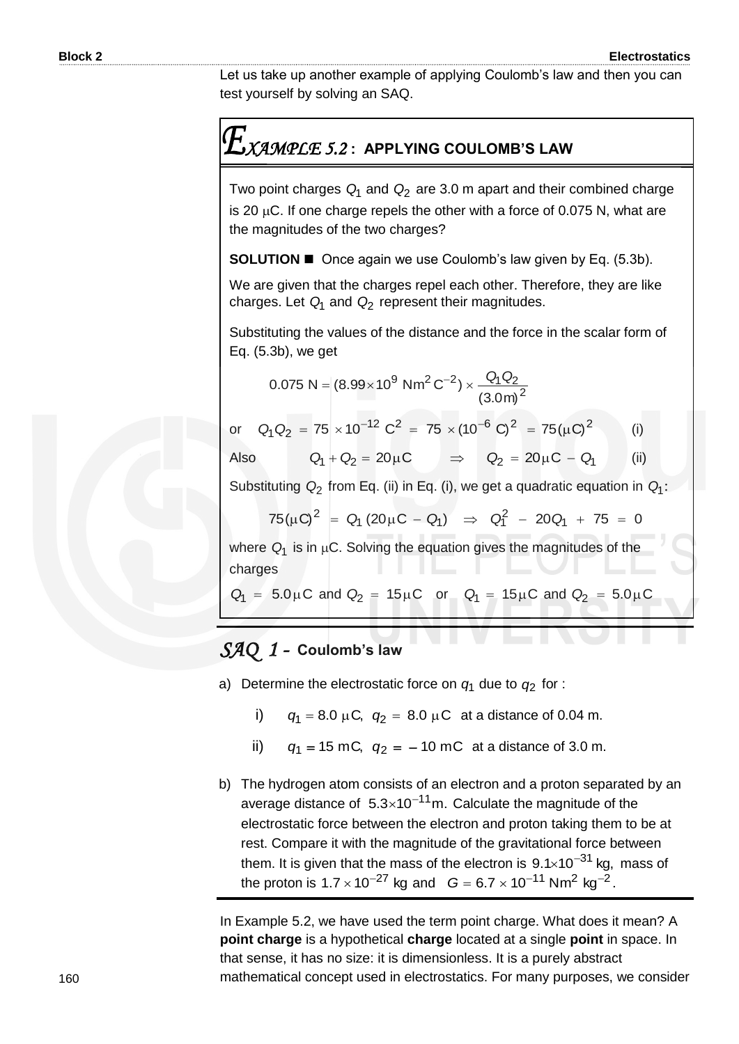Let us take up another example of applying Coulomb's law and then you can test yourself by solving an SAQ.

## *EXAMPLE 5.2* : APPLYING COULOMB'S LAW

Two point charges $Q_1$ and $Q_2$ are 3.0 m apart and their combined charge is 20 μC. If one charge repels the other with a force of 0.075 N, what are the magnitudes of the two charges?

**SOLUTION** ■ Once again we use Coulomb's law given by Eq. (5.3b).

We are given that the charges repel each other. Therefore, they are like charges. Let $Q_1$ and $Q_2$ represent their magnitudes.

Substituting the values of the distance and the force in the scalar form of Eq. (5.3b), we get

$$0.075 \text{ N} = (8.99 \times 10^9 \text{ Nm}^2\text{C}^{-2}) \times \frac{Q_1 Q_2}{(3.0\text{m})^2}$$

or $\quad Q_1 Q_2 = 75 \times 10^{-12} \text{ C}^2 = 75 \times (10^{-6} \text{ C})^2 = 75(\mu\text{C})^2 \qquad$ (i)

Also $\qquad Q_1 + Q_2 = 20\mu\text{C} \quad \Rightarrow \quad Q_2 = 20\mu\text{C} - Q_1 \qquad$ (ii)

Substituting $Q_2$ from Eq. (ii) in Eq. (i), we get a quadratic equation in $Q_1$:

$$75(\mu\text{C})^2 = Q_1(20\mu\text{C} - Q_1) \quad \Rightarrow \quad Q_1^2 - 20Q_1 + 75 = 0$$

where $Q_1$ is in μC. Solving the equation gives the magnitudes of the charges

$Q_1 = 5.0\mu\text{C}$ and $Q_2 = 15\mu\text{C}$ or $Q_1 = 15\mu\text{C}$ and $Q_2 = 5.0\mu\text{C}$

## *SAQ 1* – Coulomb's law

a) Determine the electrostatic force on $q_1$ due to $q_2$ for :

   i) $q_1 = 8.0\ \mu\text{C},\ q_2 = 8.0\ \mu\text{C}$ at a distance of 0.04 m.

   ii) $q_1 = 15\text{ mC},\ q_2 = -10\text{ mC}$ at a distance of 3.0 m.

b) The hydrogen atom consists of an electron and a proton separated by an average distance of $5.3 \times 10^{-11}$m. Calculate the magnitude of the electrostatic force between the electron and proton taking them to be at rest. Compare it with the magnitude of the gravitational force between them. It is given that the mass of the electron is $9.1 \times 10^{-31}$ kg, mass of the proton is $1.7 \times 10^{-27}$ kg and $G = 6.7 \times 10^{-11}\text{ Nm}^2\text{ kg}^{-2}$.

In Example 5.2, we have used the term point charge. What does it mean? A **point charge** is a hypothetical **charge** located at a single **point** in space. In that sense, it has no size: it is dimensionless. It is a purely abstract mathematical concept used in electrostatics. For many purposes, we consider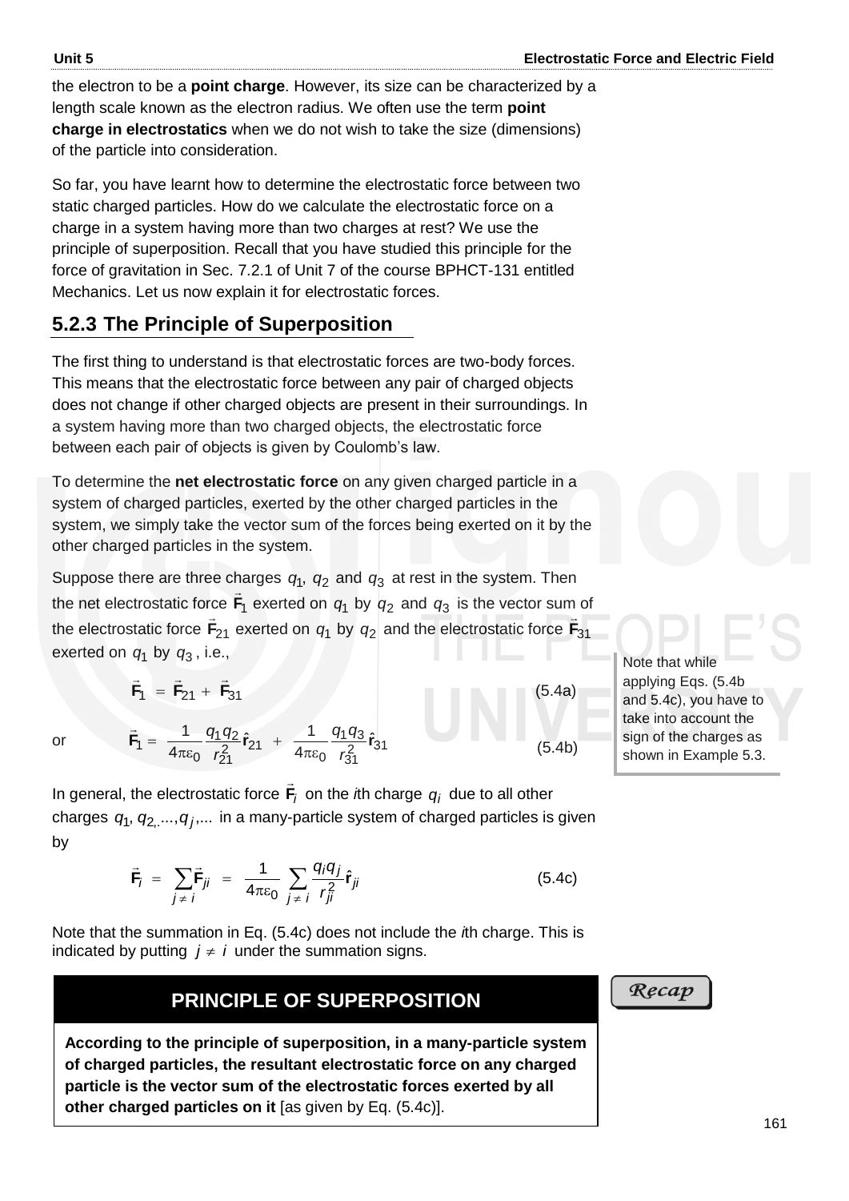the electron to be a **point charge**. However, its size can be characterized by a length scale known as the electron radius. We often use the term **point charge in electrostatics** when we do not wish to take the size (dimensions) of the particle into consideration.

So far, you have learnt how to determine the electrostatic force between two static charged particles. How do we calculate the electrostatic force on a charge in a system having more than two charges at rest? We use the principle of superposition. Recall that you have studied this principle for the force of gravitation in Sec. 7.2.1 of Unit 7 of the course BPHCT-131 entitled Mechanics. Let us now explain it for electrostatic forces.

### 5.2.3 The Principle of Superposition

The first thing to understand is that electrostatic forces are two-body forces. This means that the electrostatic force between any pair of charged objects does not change if other charged objects are present in their surroundings. In a system having more than two charged objects, the electrostatic force between each pair of objects is given by Coulomb's law.

To determine the **net electrostatic force** on any given charged particle in a system of charged particles, exerted by the other charged particles in the system, we simply take the vector sum of the forces being exerted on it by the other charged particles in the system.

Suppose there are three charges $q_1$, $q_2$ and $q_3$ at rest in the system. Then the net electrostatic force $\vec{\mathbf{F}}_1$ exerted on $q_1$ by $q_2$ and $q_3$ is the vector sum of the electrostatic force $\vec{\mathbf{F}}_{21}$ exerted on $q_1$ by $q_2$ and the electrostatic force $\vec{\mathbf{F}}_{31}$ exerted on $q_1$ by $q_3$, i.e.,

$$\vec{\mathbf{F}}_1 = \vec{\mathbf{F}}_{21} + \vec{\mathbf{F}}_{31} \tag{5.4a}$$

or

$$\vec{\mathbf{F}}_1 = \frac{1}{4\pi\varepsilon_0}\frac{q_1 q_2}{r_{21}^2}\hat{\mathbf{r}}_{21} + \frac{1}{4\pi\varepsilon_0}\frac{q_1 q_3}{r_{31}^2}\hat{\mathbf{r}}_{31} \tag{5.4b}$$

Note that while applying Eqs. (5.4b and 5.4c), you have to take into account the sign of the charges as shown in Example 5.3.

In general, the electrostatic force $\vec{\mathbf{F}}_i$ on the *i*th charge $q_i$ due to all other charges $q_1, q_2, ..., q_j, ...$ in a many-particle system of charged particles is given by

$$\vec{\mathbf{F}}_i = \sum_{j \neq i} \vec{\mathbf{F}}_{ji} = \frac{1}{4\pi\varepsilon_0}\sum_{j \neq i}\frac{q_i q_j}{r_{ji}^2}\hat{\mathbf{r}}_{ji} \tag{5.4c}$$

Note that the summation in Eq. (5.4c) does not include the *i*th charge. This is indicated by putting $j \neq i$ under the summation signs.

*Recap*

**PRINCIPLE OF SUPERPOSITION**

**According to the principle of superposition, in a many-particle system of charged particles, the resultant electrostatic force on any charged particle is the vector sum of the electrostatic forces exerted by all other charged particles on it** [as given by Eq. (5.4c)].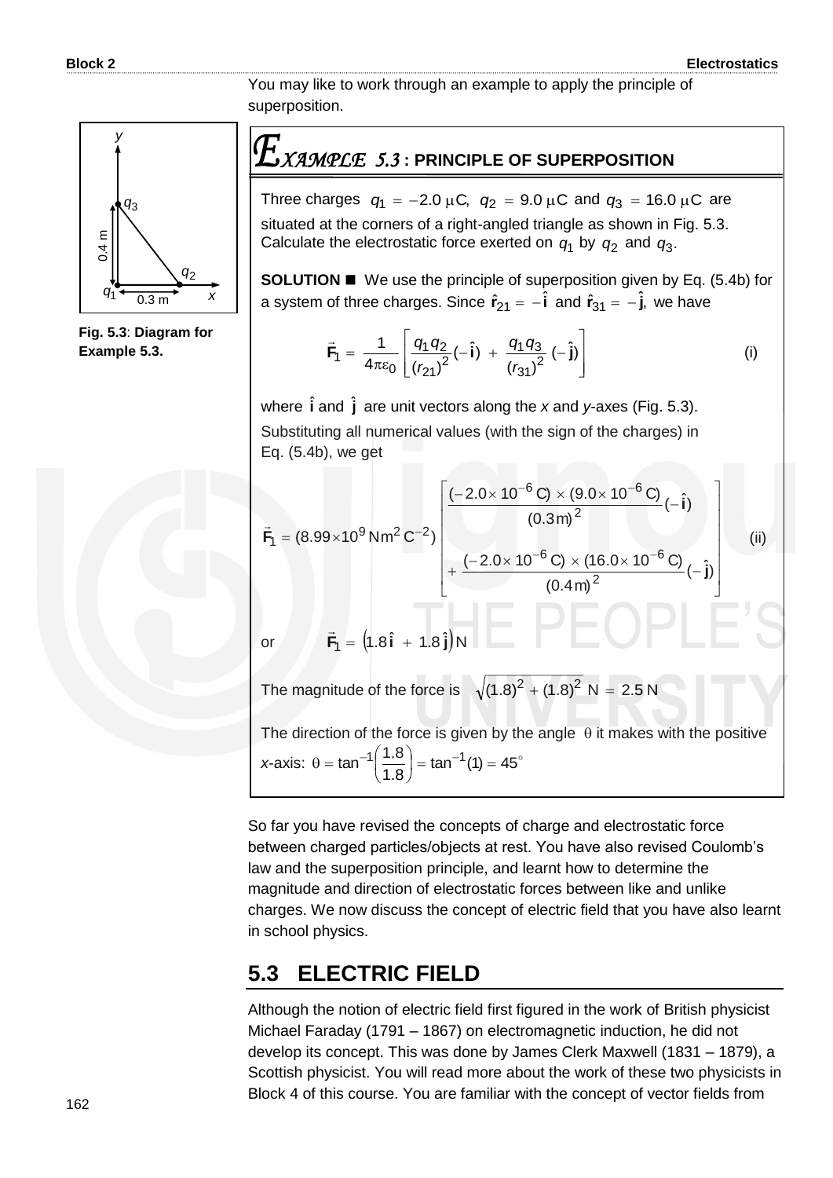You may like to work through an example to apply the principle of superposition.

Fig. 5.3: **Diagram for Example 5.3.**

## EXAMPLE 5.3 : PRINCIPLE OF SUPERPOSITION

Three charges $q_1 = -2.0\ \mu\text{C}$, $q_2 = 9.0\ \mu\text{C}$ and $q_3 = 16.0\ \mu\text{C}$ are situated at the corners of a right-angled triangle as shown in Fig. 5.3. Calculate the electrostatic force exerted on $q_1$ by $q_2$ and $q_3$.

**SOLUTION ■** We use the principle of superposition given by Eq. (5.4b) for a system of three charges. Since $\hat{\mathbf{r}}_{21} = -\hat{\mathbf{i}}$ and $\hat{\mathbf{r}}_{31} = -\hat{\mathbf{j}}$, we have

$$\vec{\mathbf{F}}_1 = \frac{1}{4\pi\varepsilon_0}\left[\frac{q_1 q_2}{(r_{21})^2}(-\hat{\mathbf{i}}) + \frac{q_1 q_3}{(r_{31})^2}(-\hat{\mathbf{j}})\right] \qquad \text{(i)}$$

where $\hat{\mathbf{i}}$ and $\hat{\mathbf{j}}$ are unit vectors along the *x* and *y*-axes (Fig. 5.3).

Substituting all numerical values (with the sign of the charges) in Eq. (5.4b), we get

$$\vec{\mathbf{F}}_1 = (8.99\times10^9\ \text{Nm}^2\,\text{C}^{-2})\left[\frac{(-2.0\times10^{-6}\ \text{C})\times(9.0\times10^{-6}\ \text{C})}{(0.3\,\text{m})^2}(-\hat{\mathbf{i}}) + \frac{(-2.0\times10^{-6}\ \text{C})\times(16.0\times10^{-6}\ \text{C})}{(0.4\,\text{m})^2}(-\hat{\mathbf{j}})\right] \qquad \text{(ii)}$$

or $\quad \vec{\mathbf{F}}_1 = \left(1.8\,\hat{\mathbf{i}} + 1.8\,\hat{\mathbf{j}}\right)\text{N}$

The magnitude of the force is $\sqrt{(1.8)^2 + (1.8)^2}\ \text{N} = 2.5\ \text{N}$

The direction of the force is given by the angle $\theta$ it makes with the positive *x*-axis: $\theta = \tan^{-1}\left(\frac{1.8}{1.8}\right) = \tan^{-1}(1) = 45^\circ$

So far you have revised the concepts of charge and electrostatic force between charged particles/objects at rest. You have also revised Coulomb's law and the superposition principle, and learnt how to determine the magnitude and direction of electrostatic forces between like and unlike charges. We now discuss the concept of electric field that you have also learnt in school physics.

## 5.3 ELECTRIC FIELD

Although the notion of electric field first figured in the work of British physicist Michael Faraday (1791 – 1867) on electromagnetic induction, he did not develop its concept. This was done by James Clerk Maxwell (1831 – 1879), a Scottish physicist. You will read more about the work of these two physicists in Block 4 of this course. You are familiar with the concept of vector fields from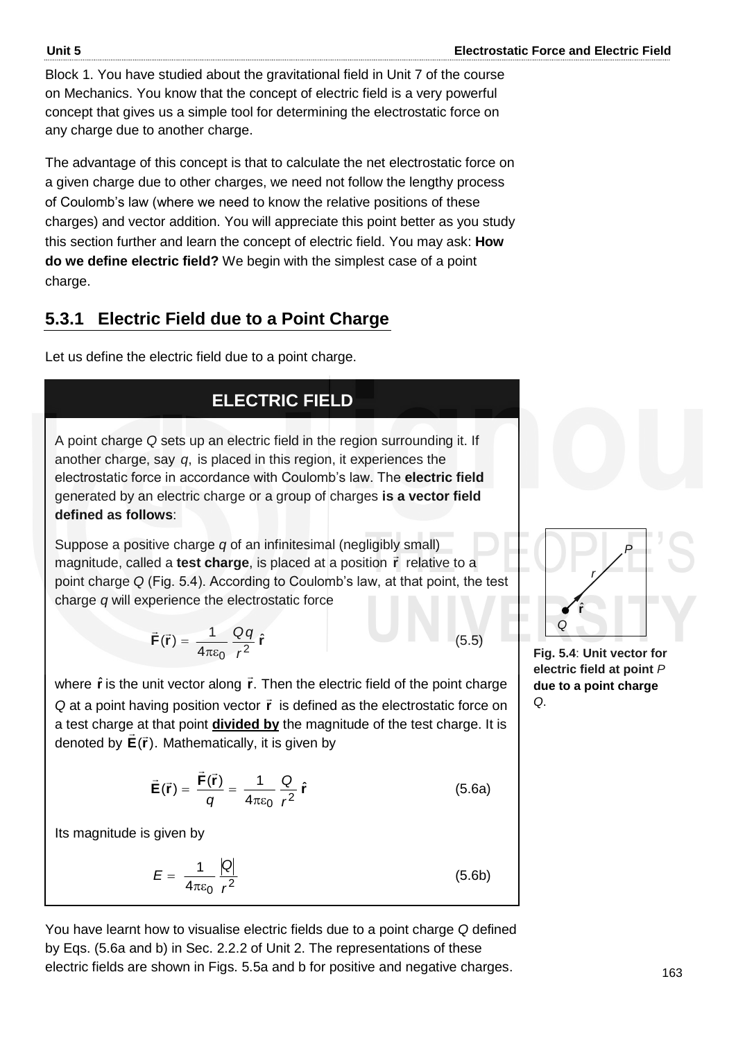Block 1. You have studied about the gravitational field in Unit 7 of the course on Mechanics. You know that the concept of electric field is a very powerful concept that gives us a simple tool for determining the electrostatic force on any charge due to another charge.

The advantage of this concept is that to calculate the net electrostatic force on a given charge due to other charges, we need not follow the lengthy process of Coulomb's law (where we need to know the relative positions of these charges) and vector addition. You will appreciate this point better as you study this section further and learn the concept of electric field. You may ask: **How do we define electric field?** We begin with the simplest case of a point charge.

## 5.3.1 Electric Field due to a Point Charge

Let us define the electric field due to a point charge.

### ELECTRIC FIELD

A point charge *Q* sets up an electric field in the region surrounding it. If another charge, say $q$, is placed in this region, it experiences the electrostatic force in accordance with Coulomb's law. The **electric field** generated by an electric charge or a group of charges **is a vector field defined as follows**:

Suppose a positive charge *q* of an infinitesimal (negligibly small) magnitude, called a **test charge**, is placed at a position $\vec{\mathbf{r}}$ relative to a point charge *Q* (Fig. 5.4). According to Coulomb's law, at that point, the test charge *q* will experience the electrostatic force

$$\vec{\mathbf{F}}(\vec{\mathbf{r}}) = \frac{1}{4\pi\varepsilon_0}\frac{Qq}{r^2}\,\hat{\mathbf{r}} \tag{5.5}$$

where $\hat{\mathbf{r}}$ is the unit vector along $\vec{\mathbf{r}}$. Then the electric field of the point charge *Q* at a point having position vector $\vec{\mathbf{r}}$ is defined as the electrostatic force on a test charge at that point **divided by** the magnitude of the test charge. It is denoted by $\vec{\mathbf{E}}(\vec{\mathbf{r}})$. Mathematically, it is given by

$$\vec{\mathbf{E}}(\vec{\mathbf{r}}) = \frac{\vec{\mathbf{F}}(\vec{\mathbf{r}})}{q} = \frac{1}{4\pi\varepsilon_0}\frac{Q}{r^2}\,\hat{\mathbf{r}} \tag{5.6a}$$

Its magnitude is given by

$$E = \frac{1}{4\pi\varepsilon_0}\frac{|Q|}{r^2} \tag{5.6b}$$

**Fig. 5.4**: **Unit vector for electric field at point** *P* **due to a point charge** *Q*.

You have learnt how to visualise electric fields due to a point charge *Q* defined by Eqs. (5.6a and b) in Sec. 2.2.2 of Unit 2. The representations of these electric fields are shown in Figs. 5.5a and b for positive and negative charges.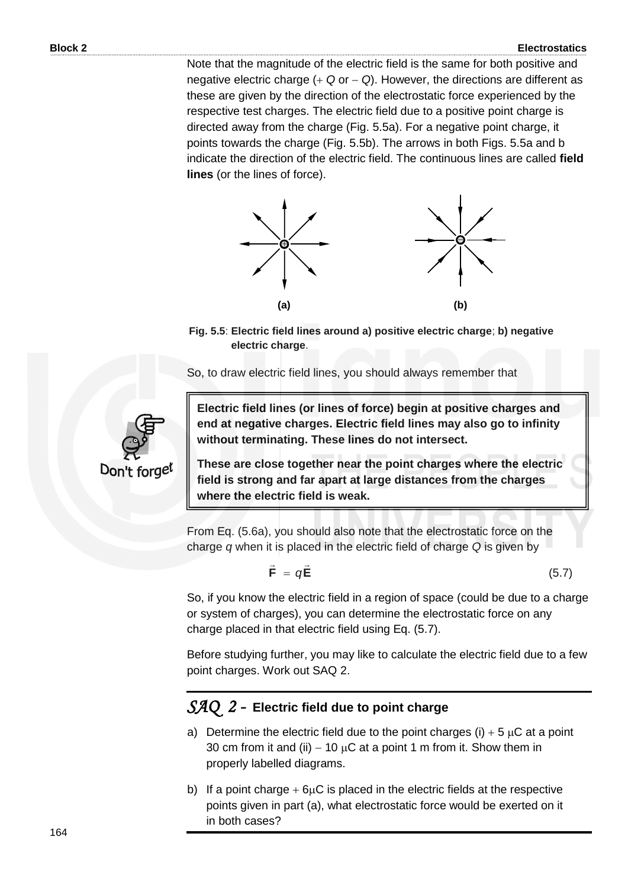Note that the magnitude of the electric field is the same for both positive and negative electric charge ($+Q$ or $-Q$). However, the directions are different as these are given by the direction of the electrostatic force experienced by the respective test charges. The electric field due to a positive point charge is directed away from the charge (Fig. 5.5a). For a negative point charge, it points towards the charge (Fig. 5.5b). The arrows in both Figs. 5.5a and b indicate the direction of the electric field. The continuous lines are called **field lines** (or the lines of force).

(a) (b)

**Fig. 5.5**: **Electric field lines around a) positive electric charge**; **b) negative electric charge**.

So, to draw electric field lines, you should always remember that

Don't forget

> **Electric field lines (or lines of force) begin at positive charges and end at negative charges. Electric field lines may also go to infinity without terminating. These lines do not intersect.**
>
> **These are close together near the point charges where the electric field is strong and far apart at large distances from the charges where the electric field is weak.**

From Eq. (5.6a), you should also note that the electrostatic force on the charge $q$ when it is placed in the electric field of charge $Q$ is given by

$$\vec{\mathbf{F}} = q\vec{\mathbf{E}} \tag{5.7}$$

So, if you know the electric field in a region of space (could be due to a charge or system of charges), you can determine the electrostatic force on any charge placed in that electric field using Eq. (5.7).

Before studying further, you may like to calculate the electric field due to a few point charges. Work out SAQ 2.

## *SAQ 2* – Electric field due to point charge

a) Determine the electric field due to the point charges (i) $+5\ \mu C$ at a point 30 cm from it and (ii) $-10\ \mu C$ at a point 1 m from it. Show them in properly labelled diagrams.

b) If a point charge $+6\mu C$ is placed in the electric fields at the respective points given in part (a), what electrostatic force would be exerted on it in both cases?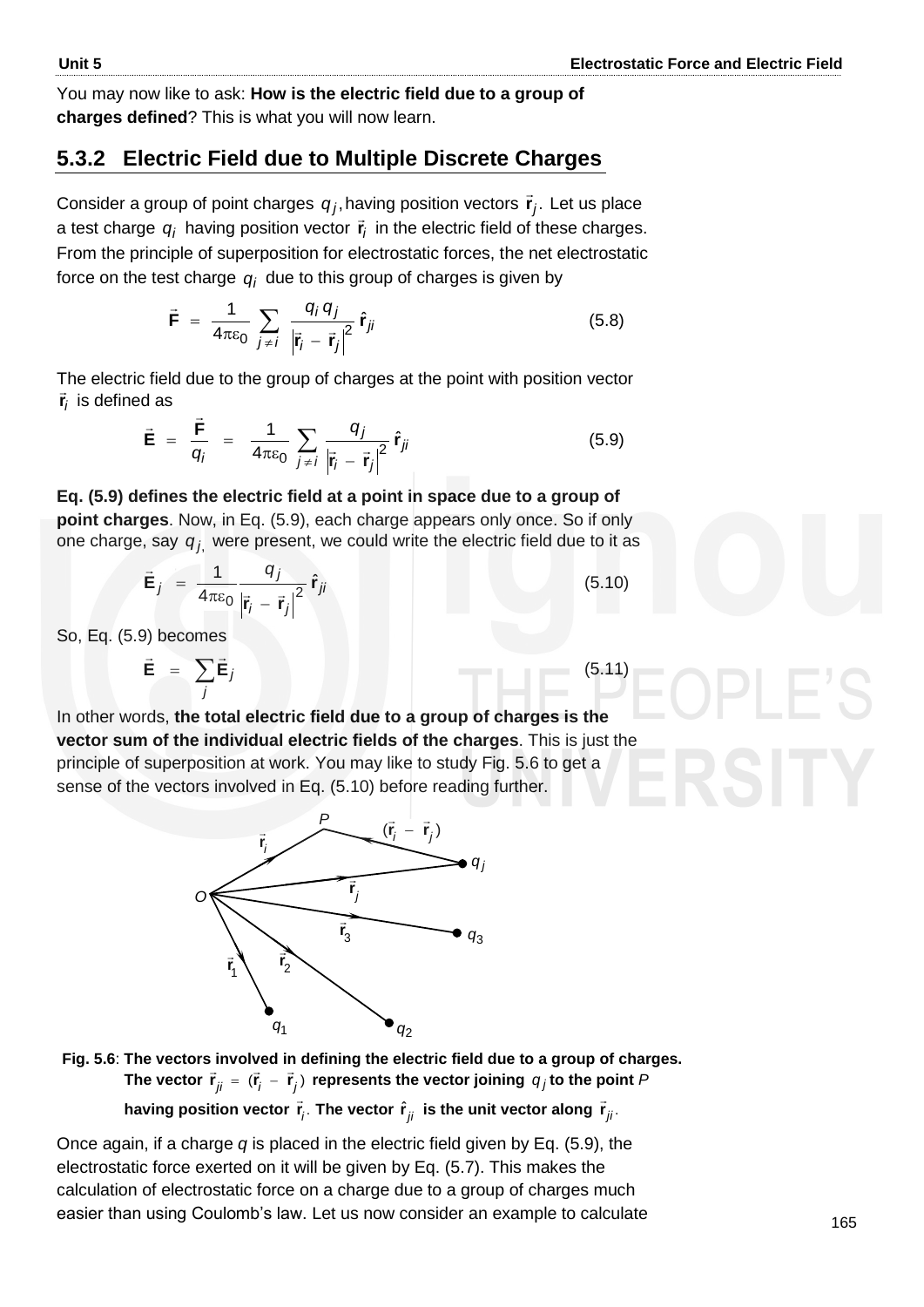You may now like to ask: **How is the electric field due to a group of charges defined**? This is what you will now learn.

## 5.3.2 Electric Field due to Multiple Discrete Charges

Consider a group of point charges $q_j$, having position vectors $\vec{\mathbf{r}}_j$. Let us place a test charge $q_i$ having position vector $\vec{\mathbf{r}}_i$ in the electric field of these charges. From the principle of superposition for electrostatic forces, the net electrostatic force on the test charge $q_i$ due to this group of charges is given by

$$\vec{\mathbf{F}} = \frac{1}{4\pi\varepsilon_0} \sum_{j \neq i} \frac{q_i \, q_j}{\left|\vec{\mathbf{r}}_i - \vec{\mathbf{r}}_j\right|^2} \hat{\mathbf{r}}_{ji} \tag{5.8}$$

The electric field due to the group of charges at the point with position vector $\vec{\mathbf{r}}_i$ is defined as

$$\vec{\mathbf{E}} = \frac{\vec{\mathbf{F}}}{q_i} = \frac{1}{4\pi\varepsilon_0} \sum_{j \neq i} \frac{q_j}{\left|\vec{\mathbf{r}}_i - \vec{\mathbf{r}}_j\right|^2} \hat{\mathbf{r}}_{ji} \tag{5.9}$$

**Eq. (5.9) defines the electric field at a point in space due to a group of point charges**. Now, in Eq. (5.9), each charge appears only once. So if only one charge, say $q_j$, were present, we could write the electric field due to it as

$$\vec{\mathbf{E}}_j = \frac{1}{4\pi\varepsilon_0} \frac{q_j}{\left|\vec{\mathbf{r}}_i - \vec{\mathbf{r}}_j\right|^2} \hat{\mathbf{r}}_{ji} \tag{5.10}$$

So, Eq. (5.9) becomes

$$\vec{\mathbf{E}} = \sum_j \vec{\mathbf{E}}_j \tag{5.11}$$

In other words, **the total electric field due to a group of charges is the vector sum of the individual electric fields of the charges**. This is just the principle of superposition at work. You may like to study Fig. 5.6 to get a sense of the vectors involved in Eq. (5.10) before reading further.

**Fig. 5.6**: **The vectors involved in defining the electric field due to a group of charges. The vector $\vec{\mathbf{r}}_{ji} = (\vec{\mathbf{r}}_i - \vec{\mathbf{r}}_j)$ represents the vector joining $q_j$ to the point *P* having position vector $\vec{\mathbf{r}}_i$. The vector $\hat{\mathbf{r}}_{ji}$ is the unit vector along $\vec{\mathbf{r}}_{ji}$.**

Once again, if a charge *q* is placed in the electric field given by Eq. (5.9), the electrostatic force exerted on it will be given by Eq. (5.7). This makes the calculation of electrostatic force on a charge due to a group of charges much easier than using Coulomb's law. Let us now consider an example to calculate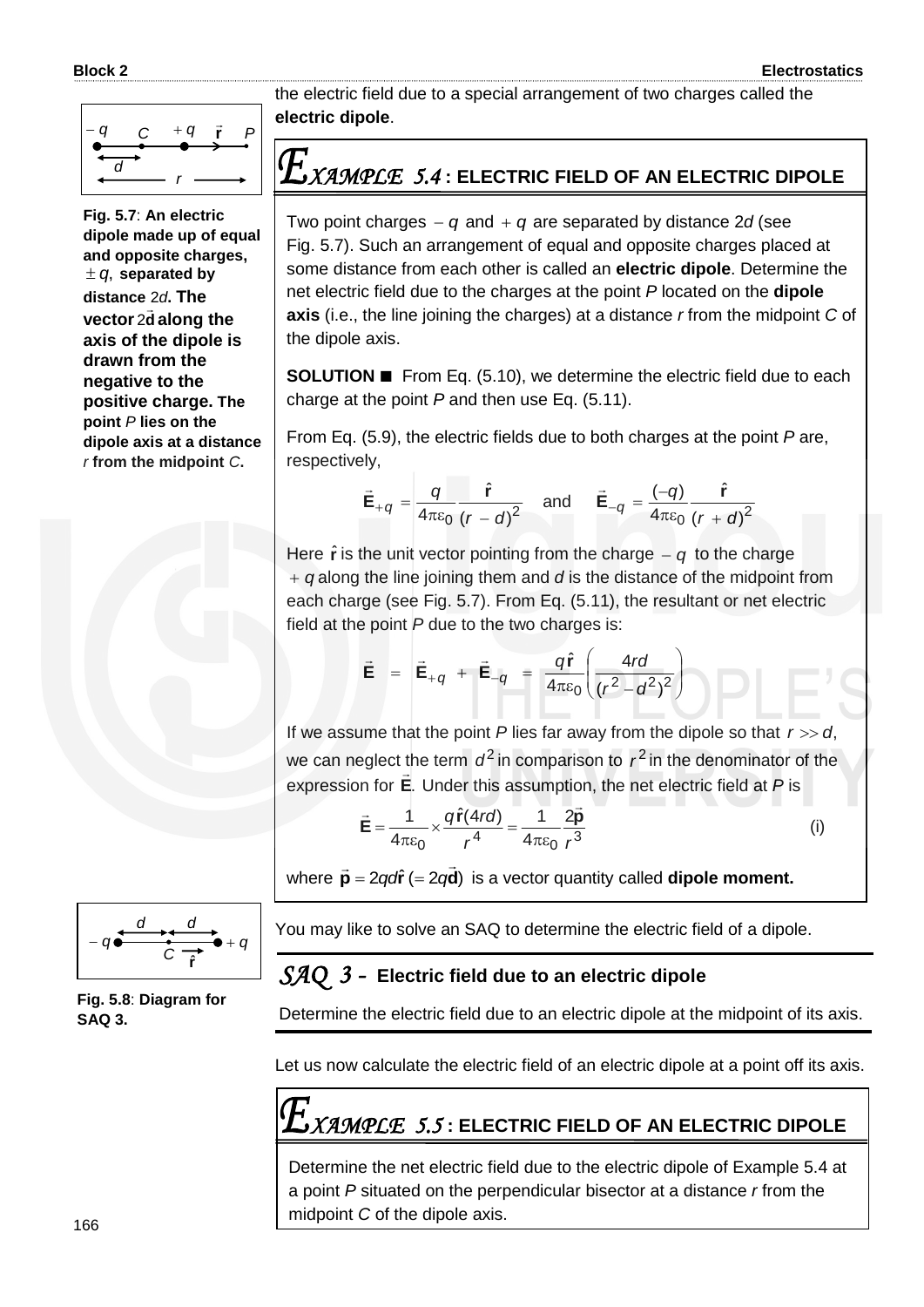the electric field due to a special arrangement of two charges called the **electric dipole**.

Fig. 5.7: **An electric dipole made up of equal and opposite charges, $\pm q$, separated by distance $2d$. The vector $2\vec{d}$ along the axis of the dipole is drawn from the negative to the positive charge. The point $P$ lies on the dipole axis at a distance $r$ from the midpoint $C$.**

## EXAMPLE 5.4 : ELECTRIC FIELD OF AN ELECTRIC DIPOLE

Two point charges $-q$ and $+q$ are separated by distance $2d$ (see Fig. 5.7). Such an arrangement of equal and opposite charges placed at some distance from each other is called an **electric dipole**. Determine the net electric field due to the charges at the point $P$ located on the **dipole axis** (i.e., the line joining the charges) at a distance $r$ from the midpoint $C$ of the dipole axis.

**SOLUTION ■** From Eq. (5.10), we determine the electric field due to each charge at the point $P$ and then use Eq. (5.11).

From Eq. (5.9), the electric fields due to both charges at the point $P$ are, respectively,

$$\vec{\mathbf{E}}_{+q} = \frac{q}{4\pi\varepsilon_0}\frac{\hat{\mathbf{r}}}{(r-d)^2} \quad \text{and} \quad \vec{\mathbf{E}}_{-q} = \frac{(-q)}{4\pi\varepsilon_0}\frac{\hat{\mathbf{r}}}{(r+d)^2}$$

Here $\hat{\mathbf{r}}$ is the unit vector pointing from the charge $-q$ to the charge $+q$ along the line joining them and $d$ is the distance of the midpoint from each charge (see Fig. 5.7). From Eq. (5.11), the resultant or net electric field at the point $P$ due to the two charges is:

$$\vec{\mathbf{E}} = \vec{\mathbf{E}}_{+q} + \vec{\mathbf{E}}_{-q} = \frac{q\hat{\mathbf{r}}}{4\pi\varepsilon_0}\left(\frac{4rd}{(r^2-d^2)^2}\right)$$

If we assume that the point $P$ lies far away from the dipole so that $r \gg d$, we can neglect the term $d^2$ in comparison to $r^2$ in the denominator of the expression for $\vec{\mathbf{E}}$. Under this assumption, the net electric field at $P$ is

$$\vec{\mathbf{E}} = \frac{1}{4\pi\varepsilon_0} \times \frac{q\hat{\mathbf{r}}(4rd)}{r^4} = \frac{1}{4\pi\varepsilon_0}\frac{2\vec{\mathbf{p}}}{r^3} \qquad \text{(i)}$$

where $\vec{\mathbf{p}} = 2qd\hat{\mathbf{r}}\ (= 2q\vec{\mathbf{d}})$ is a vector quantity called **dipole moment.**

You may like to solve an SAQ to determine the electric field of a dipole.

Fig. 5.8: **Diagram for SAQ 3.**

## SAQ 3 – Electric field due to an electric dipole

Determine the electric field due to an electric dipole at the midpoint of its axis.

Let us now calculate the electric field of an electric dipole at a point off its axis.

## EXAMPLE 5.5 : ELECTRIC FIELD OF AN ELECTRIC DIPOLE

Determine the net electric field due to the electric dipole of Example 5.4 at a point $P$ situated on the perpendicular bisector at a distance $r$ from the midpoint $C$ of the dipole axis.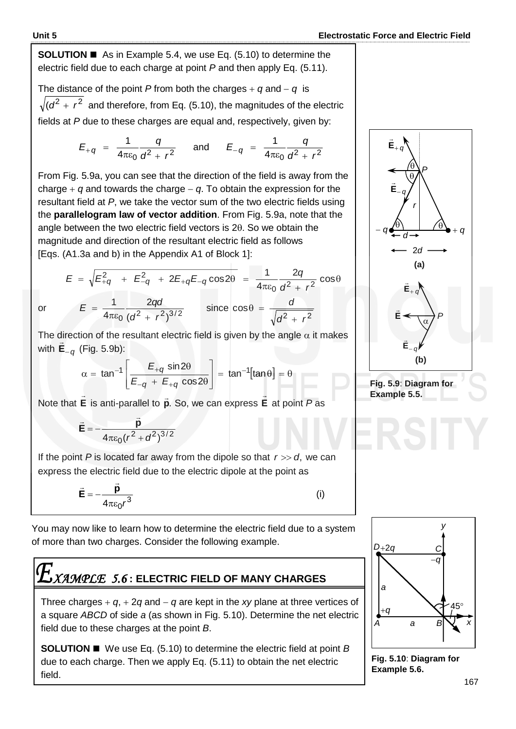**SOLUTION** ■ As in Example 5.4, we use Eq. (5.10) to determine the electric field due to each charge at point $P$ and then apply Eq. (5.11).

The distance of the point $P$ from both the charges $+q$ and $-q$ is $\sqrt{(d^2 + r^2}$ and therefore, from Eq. (5.10), the magnitudes of the electric fields at $P$ due to these charges are equal and, respectively, given by:

$$E_{+q} = \frac{1}{4\pi\varepsilon_0}\frac{q}{d^2 + r^2} \quad \text{and} \quad E_{-q} = \frac{1}{4\pi\varepsilon_0}\frac{q}{d^2 + r^2}$$

From Fig. 5.9a, you can see that the direction of the field is away from the charge $+q$ and towards the charge $-q$. To obtain the expression for the resultant field at $P$, we take the vector sum of the two electric fields using the **parallelogram law of vector addition**. From Fig. 5.9a, note that the angle between the two electric field vectors is $2\theta$. So we obtain the magnitude and direction of the resultant electric field as follows [Eqs. (A1.3a and b) in the Appendix A1 of Block 1]:

$$E = \sqrt{E_{+q}^2 + E_{-q}^2 + 2E_{+q}E_{-q}\cos 2\theta} = \frac{1}{4\pi\varepsilon_0}\frac{2q}{d^2 + r^2}\cos\theta$$

or $$E = \frac{1}{4\pi\varepsilon_0}\frac{2qd}{(d^2 + r^2)^{3/2}} \qquad \text{since } \cos\theta = \frac{d}{\sqrt{d^2 + r^2}}$$

The direction of the resultant electric field is given by the angle $\alpha$ it makes with $\vec{\mathbf{E}}_{-q}$ (Fig. 5.9b):

$$\alpha = \tan^{-1}\left[\frac{E_{+q}\sin 2\theta}{E_{-q} + E_{+q}\cos 2\theta}\right] = \tan^{-1}[\tan\theta] = \theta$$

Note that $\vec{\mathbf{E}}$ is anti-parallel to $\vec{\mathbf{p}}$. So, we can express $\vec{\mathbf{E}}$ at point $P$ as

$$\vec{\mathbf{E}} = -\frac{\vec{\mathbf{p}}}{4\pi\varepsilon_0(r^2 + d^2)^{3/2}}$$

If the point $P$ is located far away from the dipole so that $r \gg d$, we can express the electric field due to the electric dipole at the point as

$$\vec{\mathbf{E}} = -\frac{\vec{\mathbf{p}}}{4\pi\varepsilon_0 r^3} \qquad \text{(i)}$$

**Fig. 5.9**: **Diagram for Example 5.5.**

You may now like to learn how to determine the electric field due to a system of more than two charges. Consider the following example.

## EXAMPLE 5.6 : ELECTRIC FIELD OF MANY CHARGES

Three charges $+q$, $+2q$ and $-q$ are kept in the $xy$ plane at three vertices of a square $ABCD$ of side $a$ (as shown in Fig. 5.10). Determine the net electric field due to these charges at the point $B$.

**SOLUTION** ■ We use Eq. (5.10) to determine the electric field at point $B$ due to each charge. Then we apply Eq. (5.11) to obtain the net electric field.

**Fig. 5.10**: **Diagram for Example 5.6.**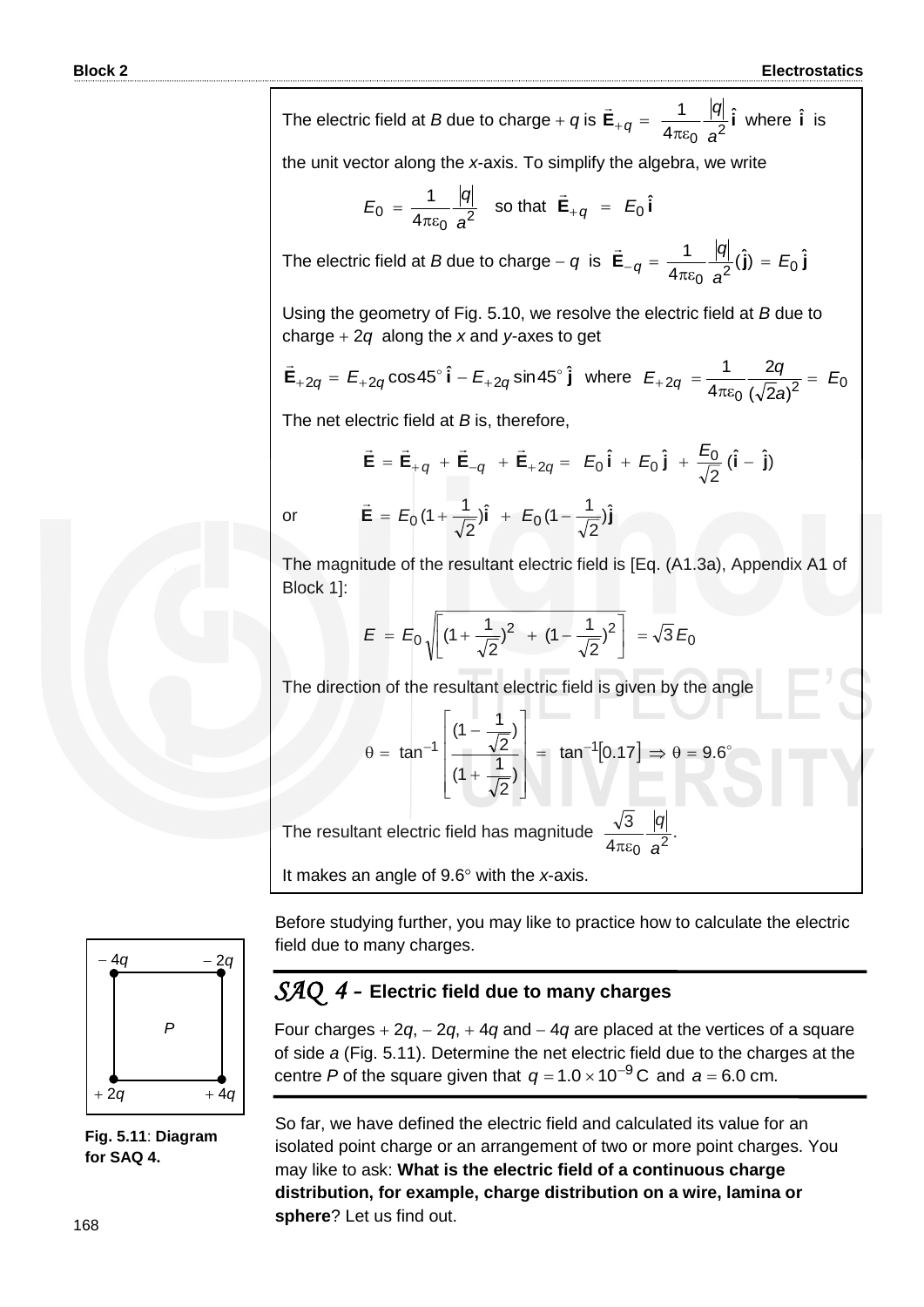The electric field at $B$ due to charge $+q$ is $\vec{\mathbf{E}}_{+q} = \dfrac{1}{4\pi\varepsilon_0}\dfrac{|q|}{a^2}\hat{\mathbf{i}}$ where $\hat{\mathbf{i}}$ is the unit vector along the $x$-axis. To simplify the algebra, we write

$$E_0 = \frac{1}{4\pi\varepsilon_0}\frac{|q|}{a^2} \quad \text{so that} \quad \vec{\mathbf{E}}_{+q} = E_0\,\hat{\mathbf{i}}$$

The electric field at $B$ due to charge $-q$ is $\vec{\mathbf{E}}_{-q} = \dfrac{1}{4\pi\varepsilon_0}\dfrac{|q|}{a^2}(\hat{\mathbf{j}}) = E_0\,\hat{\mathbf{j}}$

Using the geometry of Fig. 5.10, we resolve the electric field at $B$ due to charge $+2q$ along the $x$ and $y$-axes to get

$$\vec{\mathbf{E}}_{+2q} = E_{+2q}\cos 45^\circ\,\hat{\mathbf{i}} - E_{+2q}\sin 45^\circ\,\hat{\mathbf{j}} \quad \text{where} \quad E_{+2q} = \frac{1}{4\pi\varepsilon_0}\frac{2q}{(\sqrt{2}a)^2} = E_0$$

The net electric field at $B$ is, therefore,

$$\vec{\mathbf{E}} = \vec{\mathbf{E}}_{+q} + \vec{\mathbf{E}}_{-q} + \vec{\mathbf{E}}_{+2q} = E_0\,\hat{\mathbf{i}} + E_0\,\hat{\mathbf{j}} + \frac{E_0}{\sqrt{2}}(\hat{\mathbf{i}} - \hat{\mathbf{j}})$$

or

$$\vec{\mathbf{E}} = E_0\left(1 + \frac{1}{\sqrt{2}}\right)\hat{\mathbf{i}} + E_0\left(1 - \frac{1}{\sqrt{2}}\right)\hat{\mathbf{j}}$$

The magnitude of the resultant electric field is [Eq. (A1.3a), Appendix A1 of Block 1]:

$$E = E_0\sqrt{\left[\left(1 + \frac{1}{\sqrt{2}}\right)^2 + \left(1 - \frac{1}{\sqrt{2}}\right)^2\right]} = \sqrt{3}\,E_0$$

The direction of the resultant electric field is given by the angle

$$\theta = \tan^{-1}\left[\frac{\left(1 - \frac{1}{\sqrt{2}}\right)}{\left(1 + \frac{1}{\sqrt{2}}\right)}\right] = \tan^{-1}[0.17] \Rightarrow \theta = 9.6^\circ$$

The resultant electric field has magnitude $\dfrac{\sqrt{3}}{4\pi\varepsilon_0}\dfrac{|q|}{a^2}$.

It makes an angle of $9.6^\circ$ with the $x$-axis.

Before studying further, you may like to practice how to calculate the electric field due to many charges.

## *SAQ 4* – Electric field due to many charges

Four charges $+2q$, $-2q$, $+4q$ and $-4q$ are placed at the vertices of a square of side $a$ (Fig. 5.11). Determine the net electric field due to the charges at the centre $P$ of the square given that $q = 1.0 \times 10^{-9}$ C and $a = 6.0$ cm.

**Fig. 5.11**: **Diagram for SAQ 4.**

So far, we have defined the electric field and calculated its value for an isolated point charge or an arrangement of two or more point charges. You may like to ask: **What is the electric field of a continuous charge distribution, for example, charge distribution on a wire, lamina or sphere**? Let us find out.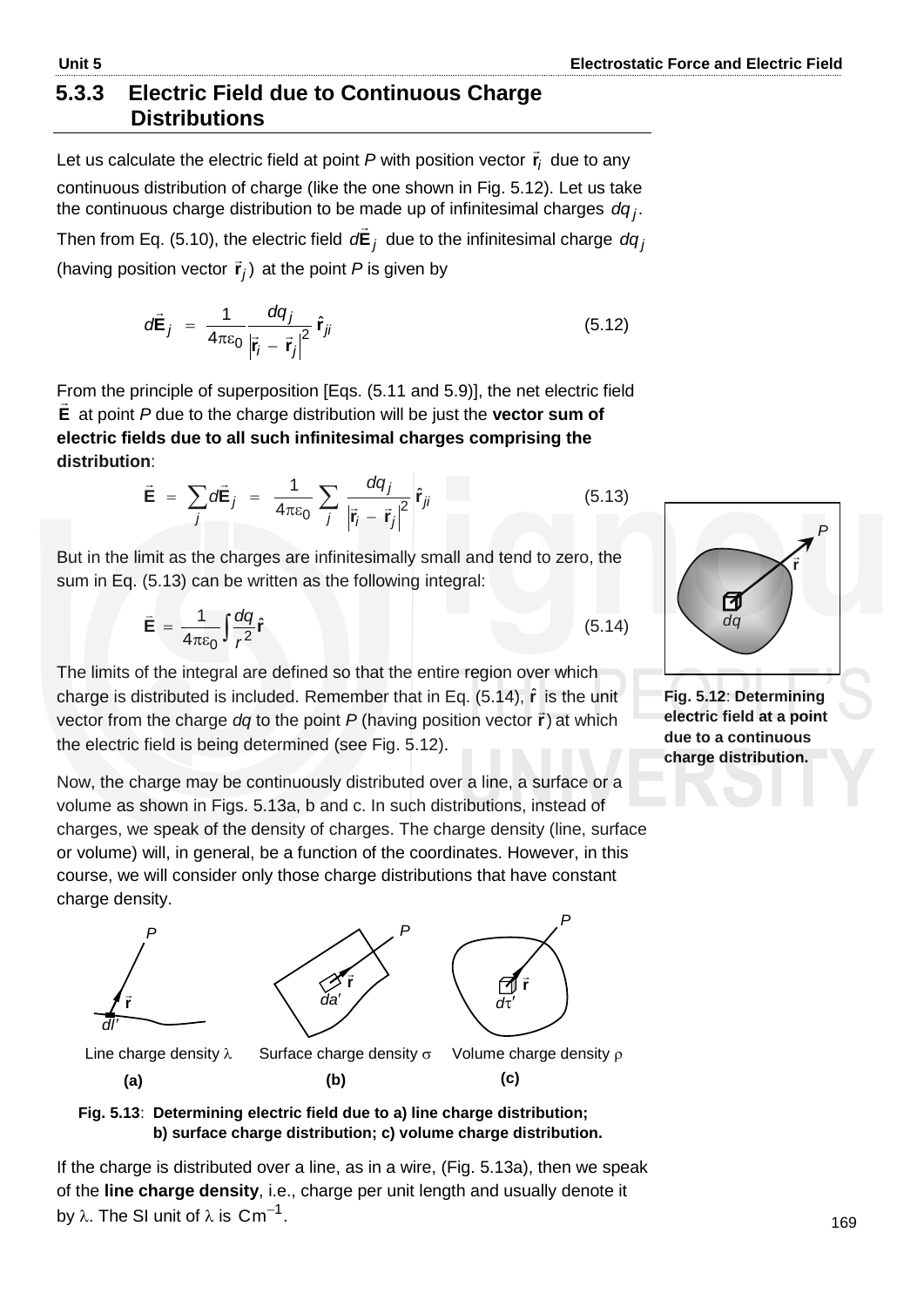### 5.3.3 Electric Field due to Continuous Charge Distributions

Let us calculate the electric field at point *P* with position vector $\vec{\mathbf{r}}_i$ due to any continuous distribution of charge (like the one shown in Fig. 5.12). Let us take the continuous charge distribution to be made up of infinitesimal charges $dq_j$. Then from Eq. (5.10), the electric field $d\vec{\mathbf{E}}_j$ due to the infinitesimal charge $dq_j$ (having position vector $\vec{\mathbf{r}}_j$) at the point *P* is given by

$$d\vec{\mathbf{E}}_j = \frac{1}{4\pi\varepsilon_0}\frac{dq_j}{\left|\vec{\mathbf{r}}_i - \vec{\mathbf{r}}_j\right|^2}\hat{\mathbf{r}}_{ji} \tag{5.12}$$

From the principle of superposition [Eqs. (5.11 and 5.9)], the net electric field $\vec{\mathbf{E}}$ at point *P* due to the charge distribution will be just the **vector sum of electric fields due to all such infinitesimal charges comprising the distribution**:

$$\vec{\mathbf{E}} = \sum_j d\vec{\mathbf{E}}_j = \frac{1}{4\pi\varepsilon_0}\sum_j \frac{dq_j}{\left|\vec{\mathbf{r}}_i - \vec{\mathbf{r}}_j\right|^2}\hat{\mathbf{r}}_{ji} \tag{5.13}$$

But in the limit as the charges are infinitesimally small and tend to zero, the sum in Eq. (5.13) can be written as the following integral:

$$\vec{\mathbf{E}} = \frac{1}{4\pi\varepsilon_0}\int\frac{dq}{r^2}\hat{\mathbf{r}} \tag{5.14}$$

The limits of the integral are defined so that the entire region over which charge is distributed is included. Remember that in Eq. (5.14), $\hat{\mathbf{r}}$ is the unit vector from the charge *dq* to the point *P* (having position vector $\vec{\mathbf{r}}$) at which the electric field is being determined (see Fig. 5.12).

**Fig. 5.12**: **Determining electric field at a point due to a continuous charge distribution.**

Now, the charge may be continuously distributed over a line, a surface or a volume as shown in Figs. 5.13a, b and c. In such distributions, instead of charges, we speak of the density of charges. The charge density (line, surface or volume) will, in general, be a function of the coordinates. However, in this course, we will consider only those charge distributions that have constant charge density.

Line charge density $\lambda$ (a) — Surface charge density $\sigma$ (b) — Volume charge density $\rho$ (c)

**Fig. 5.13**: **Determining electric field due to a) line charge distribution; b) surface charge distribution; c) volume charge distribution.**

If the charge is distributed over a line, as in a wire, (Fig. 5.13a), then we speak of the **line charge density**, i.e., charge per unit length and usually denote it by $\lambda$. The SI unit of $\lambda$ is $\text{Cm}^{-1}$.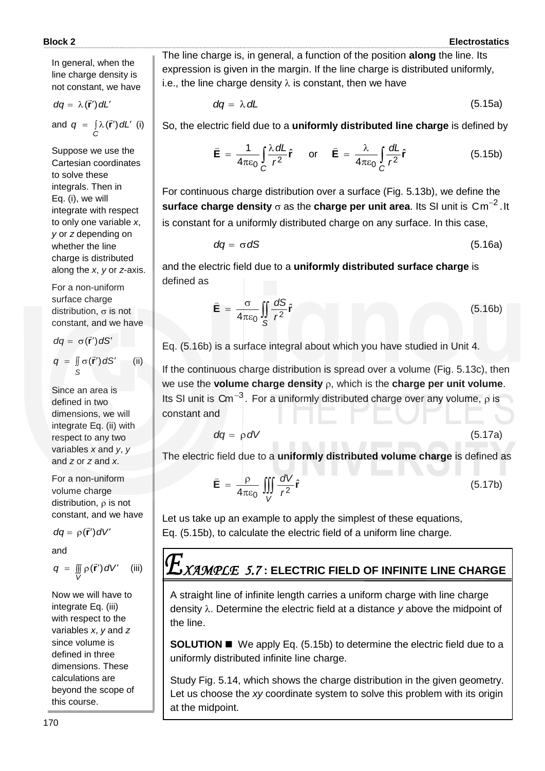The line charge is, in general, a function of the position **along** the line. Its expression is given in the margin. If the line charge is distributed uniformly, i.e., the line charge density $\lambda$ is constant, then we have

$$dq = \lambda dL \tag{5.15a}$$

So, the electric field due to a **uniformly distributed line charge** is defined by

$$\vec{\mathbf{E}} = \frac{1}{4\pi\varepsilon_0}\int_C \frac{\lambda dL}{r^2}\hat{\mathbf{r}} \quad \text{or} \quad \vec{\mathbf{E}} = \frac{\lambda}{4\pi\varepsilon_0}\int_C \frac{dL}{r^2}\hat{\mathbf{r}} \tag{5.15b}$$

For continuous charge distribution over a surface (Fig. 5.13b), we define the **surface charge density** $\sigma$ as the **charge per unit area**. Its SI unit is $\text{Cm}^{-2}$. It is constant for a uniformly distributed charge on any surface. In this case,

$$dq = \sigma dS \tag{5.16a}$$

and the electric field due to a **uniformly distributed surface charge** is defined as

$$\vec{\mathbf{E}} = \frac{\sigma}{4\pi\varepsilon_0}\iint_S \frac{dS}{r^2}\hat{\mathbf{r}} \tag{5.16b}$$

Eq. (5.16b) is a surface integral about which you have studied in Unit 4.

If the continuous charge distribution is spread over a volume (Fig. 5.13c), then we use the **volume charge density** $\rho$, which is the **charge per unit volume**. Its SI unit is $\text{Cm}^{-3}$. For a uniformly distributed charge over any volume, $\rho$ is constant and

$$dq = \rho dV \tag{5.17a}$$

The electric field due to a **uniformly distributed volume charge** is defined as

$$\vec{\mathbf{E}} = \frac{\rho}{4\pi\varepsilon_0}\iiint_V \frac{dV}{r^2}\hat{\mathbf{r}} \tag{5.17b}$$

Let us take up an example to apply the simplest of these equations, Eq. (5.15b), to calculate the electric field of a uniform line charge.

In general, when the line charge density is not constant, we have

$$dq = \lambda(\vec{\mathbf{r}}')dL'$$

and $q = \int_C \lambda(\vec{\mathbf{r}}')dL'$ (i)

Suppose we use the Cartesian coordinates to solve these integrals. Then in Eq. (i), we will integrate with respect to only one variable *x*, *y* or *z* depending on whether the line charge is distributed along the *x*, *y* or *z*-axis.

For a non-uniform surface charge distribution, $\sigma$ is not constant, and we have

$$dq = \sigma(\vec{\mathbf{r}}')dS'$$

$q = \iint_S \sigma(\vec{\mathbf{r}}')dS'$ (ii)

Since an area is defined in two dimensions, we will integrate Eq. (ii) with respect to any two variables *x* and *y*, *y* and *z* or *z* and *x*.

For a non-uniform volume charge distribution, $\rho$ is not constant, and we have

$$dq = \rho(\vec{\mathbf{r}}')dV'$$

and

$q = \iiint_V \rho(\vec{\mathbf{r}}')dV'$ (iii)

Now we will have to integrate Eq. (iii) with respect to the variables *x*, *y* and *z* since volume is defined in three dimensions. These calculations are beyond the scope of this course.

## EXAMPLE 5.7 : ELECTRIC FIELD OF INFINITE LINE CHARGE

A straight line of infinite length carries a uniform charge with line charge density $\lambda$. Determine the electric field at a distance *y* above the midpoint of the line.

**SOLUTION** ■ We apply Eq. (5.15b) to determine the electric field due to a uniformly distributed infinite line charge.

Study Fig. 5.14, which shows the charge distribution in the given geometry. Let us choose the *xy* coordinate system to solve this problem with its origin at the midpoint.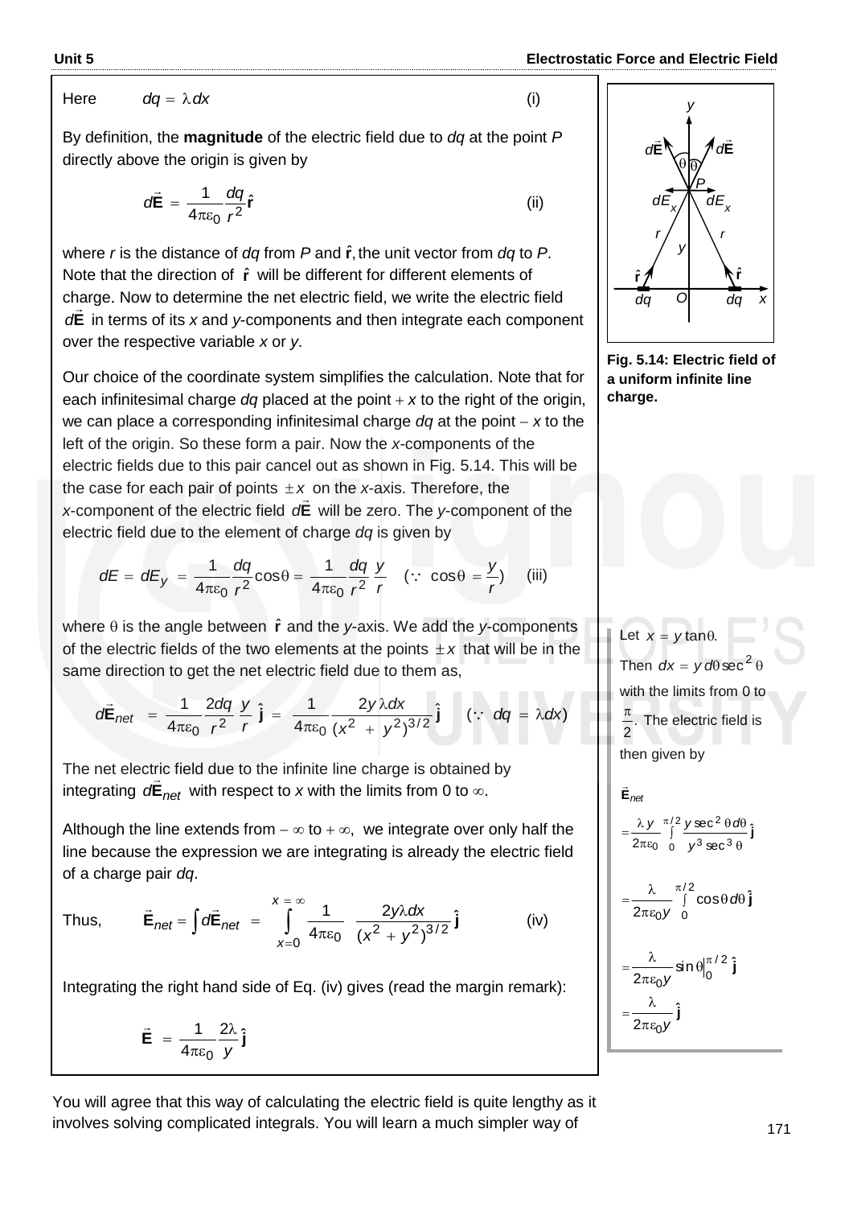Here $\qquad dq = \lambda\, dx \qquad$ (i)

By definition, the **magnitude** of the electric field due to $dq$ at the point $P$ directly above the origin is given by

$$d\vec{\mathbf{E}} = \frac{1}{4\pi\varepsilon_0}\frac{dq}{r^2}\hat{\mathbf{r}} \qquad \text{(ii)}$$

where $r$ is the distance of $dq$ from $P$ and $\hat{\mathbf{r}}$, the unit vector from $dq$ to $P$. Note that the direction of $\hat{\mathbf{r}}$ will be different for different elements of charge. Now to determine the net electric field, we write the electric field $d\vec{\mathbf{E}}$ in terms of its $x$ and $y$-components and then integrate each component over the respective variable $x$ or $y$.

Our choice of the coordinate system simplifies the calculation. Note that for each infinitesimal charge $dq$ placed at the point $+x$ to the right of the origin, we can place a corresponding infinitesimal charge $dq$ at the point $-x$ to the left of the origin. So these form a pair. Now the $x$-components of the electric fields due to this pair cancel out as shown in Fig. 5.14. This will be the case for each pair of points $\pm x$ on the $x$-axis. Therefore, the $x$-component of the electric field $d\vec{\mathbf{E}}$ will be zero. The $y$-component of the electric field due to the element of charge $dq$ is given by

$$dE = dE_y = \frac{1}{4\pi\varepsilon_0}\frac{dq}{r^2}\cos\theta = \frac{1}{4\pi\varepsilon_0}\frac{dq}{r^2}\frac{y}{r} \quad \left(\because\ \cos\theta = \frac{y}{r}\right) \qquad \text{(iii)}$$

where $\theta$ is the angle between $\hat{\mathbf{r}}$ and the $y$-axis. We add the $y$-components of the electric fields of the two elements at the points $\pm x$ that will be in the same direction to get the net electric field due to them as,

$$d\vec{\mathbf{E}}_{net} = \frac{1}{4\pi\varepsilon_0}\frac{2dq}{r^2}\frac{y}{r}\,\hat{\mathbf{j}} = \frac{1}{4\pi\varepsilon_0}\frac{2y\,\lambda dx}{(x^2+y^2)^{3/2}}\hat{\mathbf{j}} \qquad (\because\ dq = \lambda dx)$$

The net electric field due to the infinite line charge is obtained by integrating $d\vec{\mathbf{E}}_{net}$ with respect to $x$ with the limits from 0 to $\infty$.

Although the line extends from $-\infty$ to $+\infty$, we integrate over only half the line because the expression we are integrating is already the electric field of a charge pair $dq$.

Thus, $$\vec{\mathbf{E}}_{net} = \int d\vec{\mathbf{E}}_{net} = \int_{x=0}^{x=\infty}\frac{1}{4\pi\varepsilon_0}\frac{2y\lambda dx}{(x^2+y^2)^{3/2}}\hat{\mathbf{j}} \qquad \text{(iv)}$$

Integrating the right hand side of Eq. (iv) gives (read the margin remark):

$$\vec{\mathbf{E}} = \frac{1}{4\pi\varepsilon_0}\frac{2\lambda}{y}\hat{\mathbf{j}}$$

**Fig. 5.14: Electric field of a uniform infinite line charge.**

Let $x = y\tan\theta$.
Then $dx = y\,d\theta\sec^2\theta$ with the limits from 0 to $\frac{\pi}{2}$. The electric field is then given by

$$\vec{\mathbf{E}}_{net} = \frac{\lambda y}{2\pi\varepsilon_0}\int_0^{\pi/2}\frac{y\sec^2\theta\,d\theta}{y^3\sec^3\theta}\hat{\mathbf{j}}$$

$$= \frac{\lambda}{2\pi\varepsilon_0 y}\int_0^{\pi/2}\cos\theta\,d\theta\,\hat{\mathbf{j}}$$

$$= \frac{\lambda}{2\pi\varepsilon_0 y}\sin\theta\Big|_0^{\pi/2}\hat{\mathbf{j}}$$

$$= \frac{\lambda}{2\pi\varepsilon_0 y}\hat{\mathbf{j}}$$

You will agree that this way of calculating the electric field is quite lengthy as it involves solving complicated integrals. You will learn a much simpler way of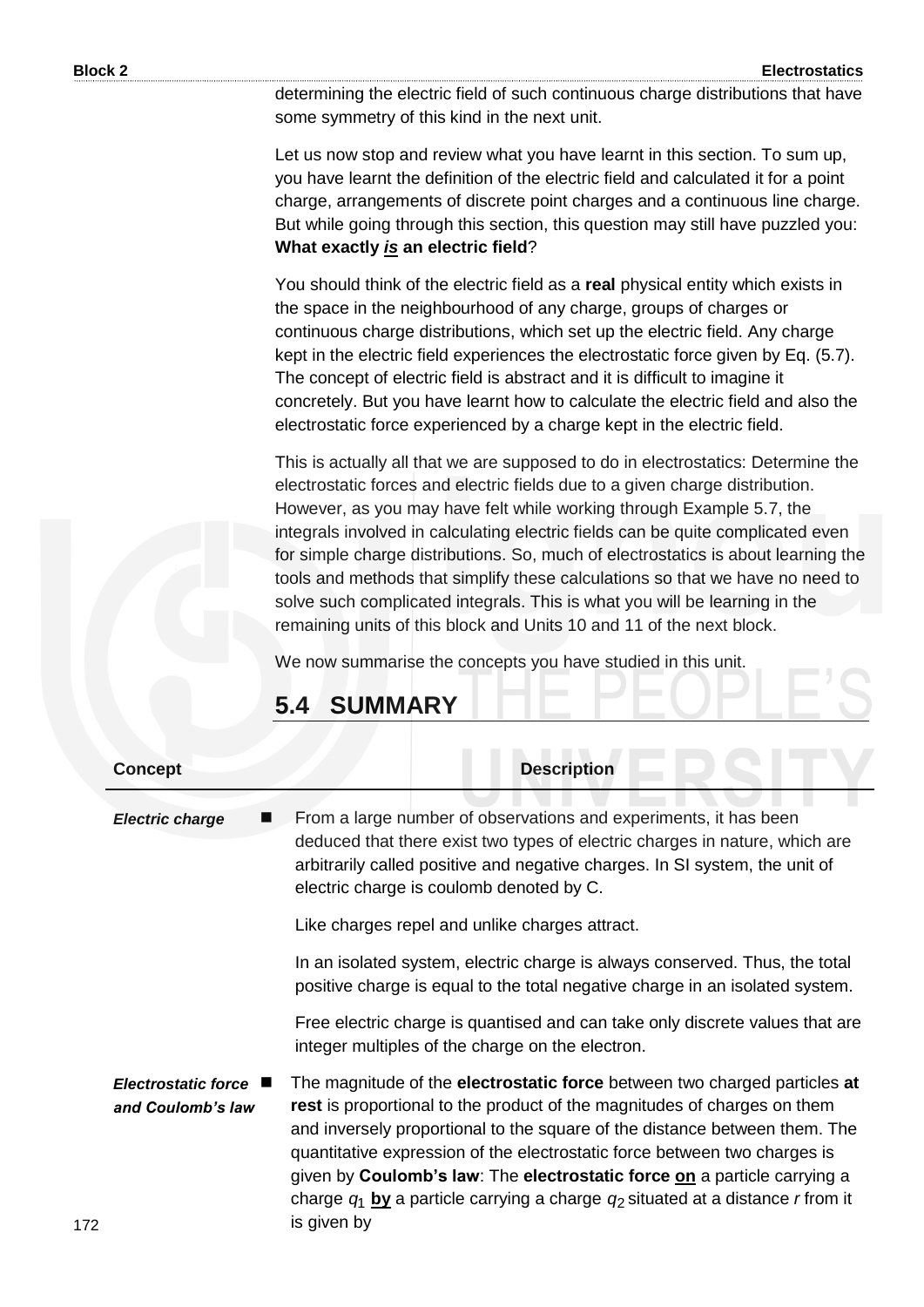determining the electric field of such continuous charge distributions that have some symmetry of this kind in the next unit.

Let us now stop and review what you have learnt in this section. To sum up, you have learnt the definition of the electric field and calculated it for a point charge, arrangements of discrete point charges and a continuous line charge. But while going through this section, this question may still have puzzled you: **What exactly *is* an electric field**?

You should think of the electric field as a **real** physical entity which exists in the space in the neighbourhood of any charge, groups of charges or continuous charge distributions, which set up the electric field. Any charge kept in the electric field experiences the electrostatic force given by Eq. (5.7). The concept of electric field is abstract and it is difficult to imagine it concretely. But you have learnt how to calculate the electric field and also the electrostatic force experienced by a charge kept in the electric field.

This is actually all that we are supposed to do in electrostatics: Determine the electrostatic forces and electric fields due to a given charge distribution. However, as you may have felt while working through Example 5.7, the integrals involved in calculating electric fields can be quite complicated even for simple charge distributions. So, much of electrostatics is about learning the tools and methods that simplify these calculations so that we have no need to solve such complicated integrals. This is what you will be learning in the remaining units of this block and Units 10 and 11 of the next block.

We now summarise the concepts you have studied in this unit.

## 5.4 SUMMARY

| Concept | Description |
|---|---|
| *Electric charge* | ■ From a large number of observations and experiments, it has been deduced that there exist two types of electric charges in nature, which are arbitrarily called positive and negative charges. In SI system, the unit of electric charge is coulomb denoted by C.<br><br>Like charges repel and unlike charges attract.<br><br>In an isolated system, electric charge is always conserved. Thus, the total positive charge is equal to the total negative charge in an isolated system.<br><br>Free electric charge is quantised and can take only discrete values that are integer multiples of the charge on the electron. |
| *Electrostatic force and Coulomb's law* | ■ The magnitude of the **electrostatic force** between two charged particles **at rest** is proportional to the product of the magnitudes of charges on them and inversely proportional to the square of the distance between them. The quantitative expression of the electrostatic force between two charges is given by **Coulomb's law**: The **electrostatic force <u>on</u>** a particle carrying a charge $q_1$ **<u>by</u>** a particle carrying a charge $q_2$ situated at a distance $r$ from it is given by |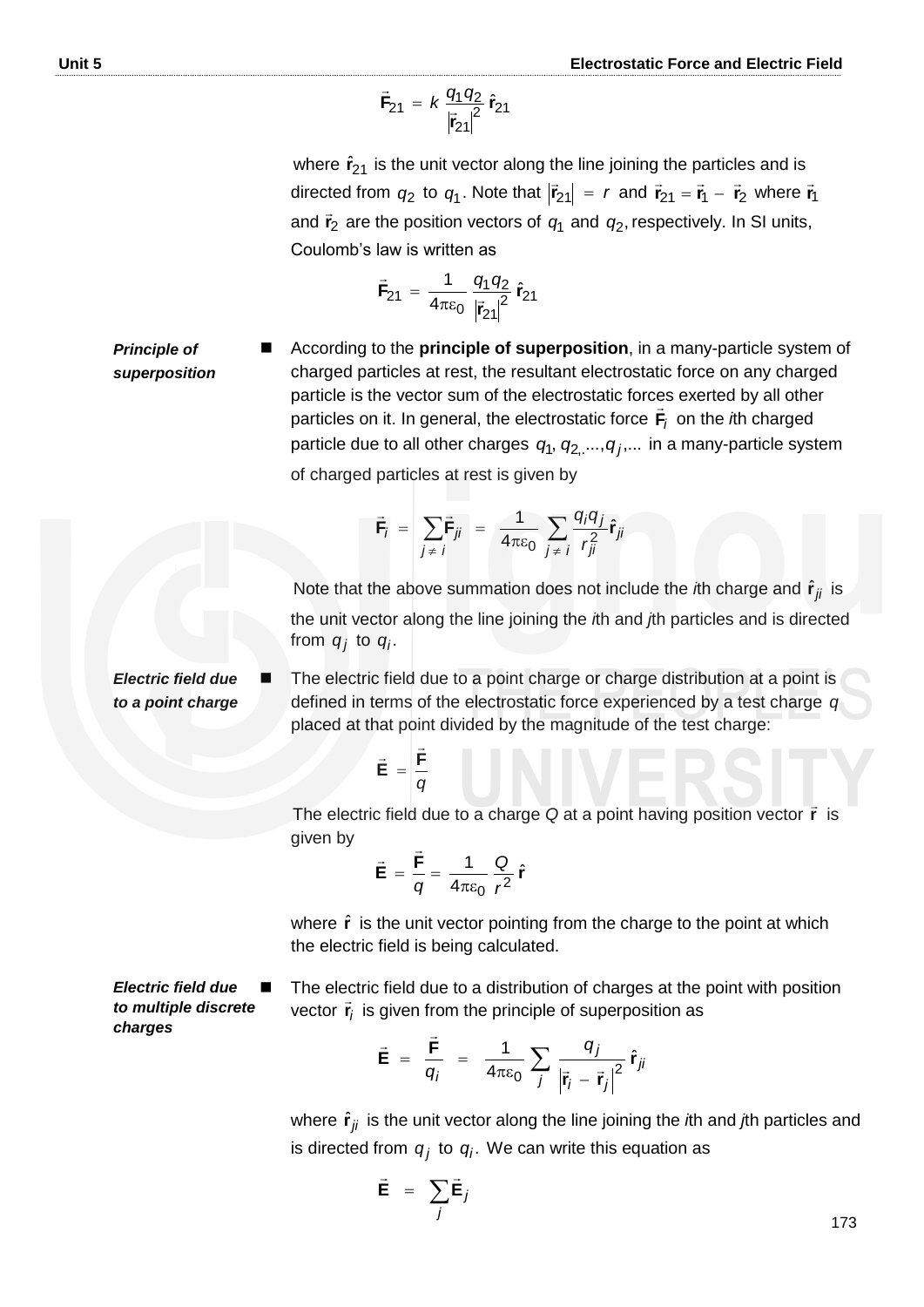$$\vec{\mathbf{F}}_{21} = k\,\frac{q_1 q_2}{|\vec{\mathbf{r}}_{21}|^2}\,\hat{\mathbf{r}}_{21}$$

where $\hat{\mathbf{r}}_{21}$ is the unit vector along the line joining the particles and is directed from $q_2$ to $q_1$. Note that $|\vec{\mathbf{r}}_{21}| = r$ and $\vec{\mathbf{r}}_{21} = \vec{\mathbf{r}}_1 - \vec{\mathbf{r}}_2$ where $\vec{\mathbf{r}}_1$ and $\vec{\mathbf{r}}_2$ are the position vectors of $q_1$ and $q_2$, respectively. In SI units, Coulomb's law is written as

$$\vec{\mathbf{F}}_{21} = \frac{1}{4\pi\varepsilon_0}\,\frac{q_1 q_2}{|\vec{\mathbf{r}}_{21}|^2}\,\hat{\mathbf{r}}_{21}$$

***Principle of superposition***

- According to the **principle of superposition**, in a many-particle system of charged particles at rest, the resultant electrostatic force on any charged particle is the vector sum of the electrostatic forces exerted by all other particles on it. In general, the electrostatic force $\vec{\mathbf{F}}_i$ on the *i*th charged particle due to all other charges $q_1, q_2, ..., q_j, ...$ in a many-particle system of charged particles at rest is given by

$$\vec{\mathbf{F}}_i = \sum_{j \neq i} \vec{\mathbf{F}}_{ji} = \frac{1}{4\pi\varepsilon_0} \sum_{j \neq i} \frac{q_i q_j}{r_{ji}^2}\,\hat{\mathbf{r}}_{ji}$$

Note that the above summation does not include the *i*th charge and $\hat{\mathbf{r}}_{ji}$ is the unit vector along the line joining the *i*th and *j*th particles and is directed from $q_j$ to $q_i$.

***Electric field due to a point charge***

- The electric field due to a point charge or charge distribution at a point is defined in terms of the electrostatic force experienced by a test charge $q$ placed at that point divided by the magnitude of the test charge:

$$\vec{\mathbf{E}} = \frac{\vec{\mathbf{F}}}{q}$$

The electric field due to a charge $Q$ at a point having position vector $\vec{\mathbf{r}}$ is given by

$$\vec{\mathbf{E}} = \frac{\vec{\mathbf{F}}}{q} = \frac{1}{4\pi\varepsilon_0}\,\frac{Q}{r^2}\,\hat{\mathbf{r}}$$

where $\hat{\mathbf{r}}$ is the unit vector pointing from the charge to the point at which the electric field is being calculated.

***Electric field due to multiple discrete charges***

- The electric field due to a distribution of charges at the point with position vector $\vec{\mathbf{r}}_i$ is given from the principle of superposition as

$$\vec{\mathbf{E}} = \frac{\vec{\mathbf{F}}}{q_i} = \frac{1}{4\pi\varepsilon_0} \sum_j \frac{q_j}{|\vec{\mathbf{r}}_i - \vec{\mathbf{r}}_j|^2}\,\hat{\mathbf{r}}_{ji}$$

where $\hat{\mathbf{r}}_{ji}$ is the unit vector along the line joining the *i*th and *j*th particles and is directed from $q_j$ to $q_i$. We can write this equation as

$$\vec{\mathbf{E}} = \sum_j \vec{\mathbf{E}}_j$$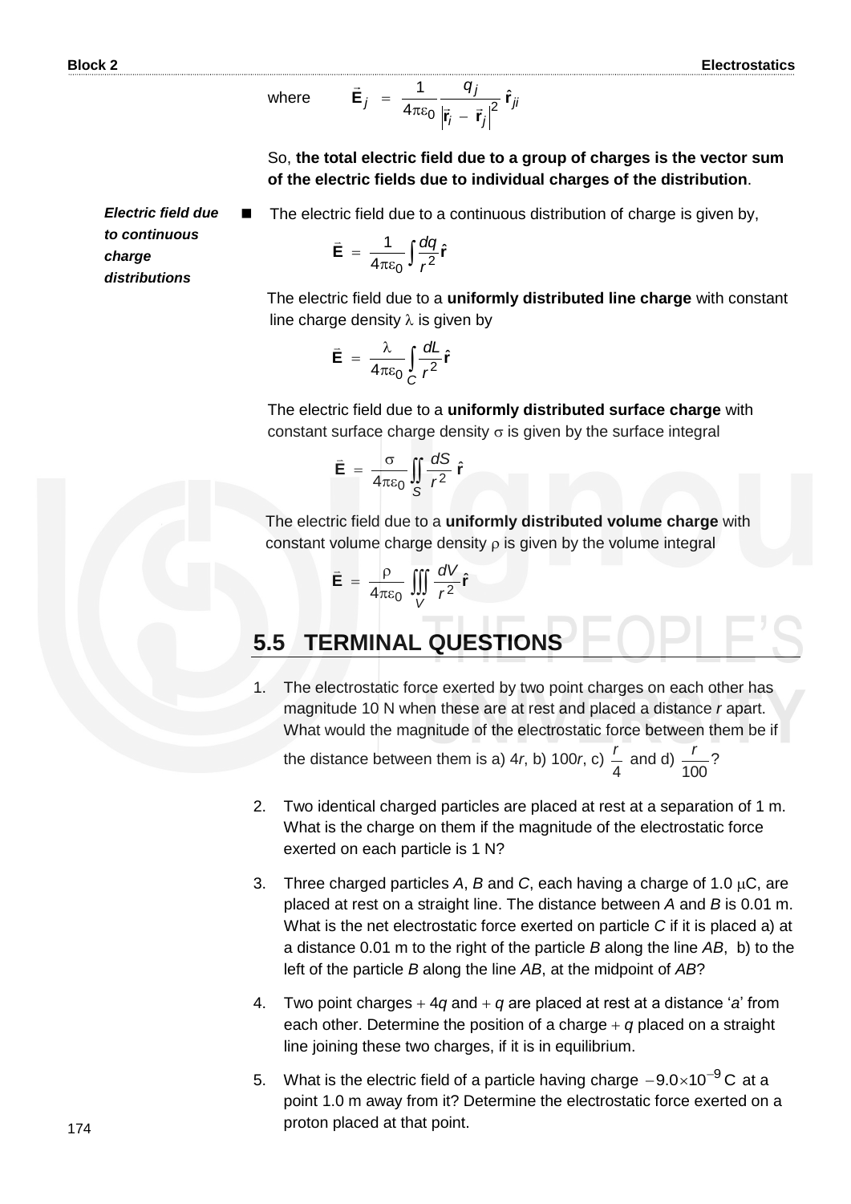where $\quad \vec{\mathbf{E}}_j = \dfrac{1}{4\pi\varepsilon_0} \dfrac{q_j}{\left|\vec{\mathbf{r}}_i - \vec{\mathbf{r}}_j\right|^2} \hat{\mathbf{r}}_{ji}$

So, **the total electric field due to a group of charges is the vector sum of the electric fields due to individual charges of the distribution**.

***Electric field due to continuous charge distributions***

- The electric field due to a continuous distribution of charge is given by,

$$\vec{\mathbf{E}} = \frac{1}{4\pi\varepsilon_0} \int \frac{dq}{r^2} \hat{\mathbf{r}}$$

The electric field due to a **uniformly distributed line charge** with constant line charge density $\lambda$ is given by

$$\vec{\mathbf{E}} = \frac{\lambda}{4\pi\varepsilon_0} \int_C \frac{dL}{r^2} \hat{\mathbf{r}}$$

The electric field due to a **uniformly distributed surface charge** with constant surface charge density $\sigma$ is given by the surface integral

$$\vec{\mathbf{E}} = \frac{\sigma}{4\pi\varepsilon_0} \iint_S \frac{dS}{r^2} \hat{\mathbf{r}}$$

The electric field due to a **uniformly distributed volume charge** with constant volume charge density $\rho$ is given by the volume integral

$$\vec{\mathbf{E}} = \frac{\rho}{4\pi\varepsilon_0} \iiint_V \frac{dV}{r^2} \hat{\mathbf{r}}$$

## 5.5 TERMINAL QUESTIONS

1. The electrostatic force exerted by two point charges on each other has magnitude 10 N when these are at rest and placed a distance $r$ apart. What would the magnitude of the electrostatic force between them be if the distance between them is a) $4r$, b) $100r$, c) $\dfrac{r}{4}$ and d) $\dfrac{r}{100}$?

2. Two identical charged particles are placed at rest at a separation of 1 m. What is the charge on them if the magnitude of the electrostatic force exerted on each particle is 1 N?

3. Three charged particles *A*, *B* and *C*, each having a charge of 1.0 $\mu$C, are placed at rest on a straight line. The distance between *A* and *B* is 0.01 m. What is the net electrostatic force exerted on particle *C* if it is placed a) at a distance 0.01 m to the right of the particle *B* along the line *AB*, b) to the left of the particle *B* along the line *AB*, at the midpoint of *AB*?

4. Two point charges $+4q$ and $+q$ are placed at rest at a distance '$a$' from each other. Determine the position of a charge $+q$ placed on a straight line joining these two charges, if it is in equilibrium.

5. What is the electric field of a particle having charge $-9.0 \times 10^{-9}$ C at a point 1.0 m away from it? Determine the electrostatic force exerted on a proton placed at that point.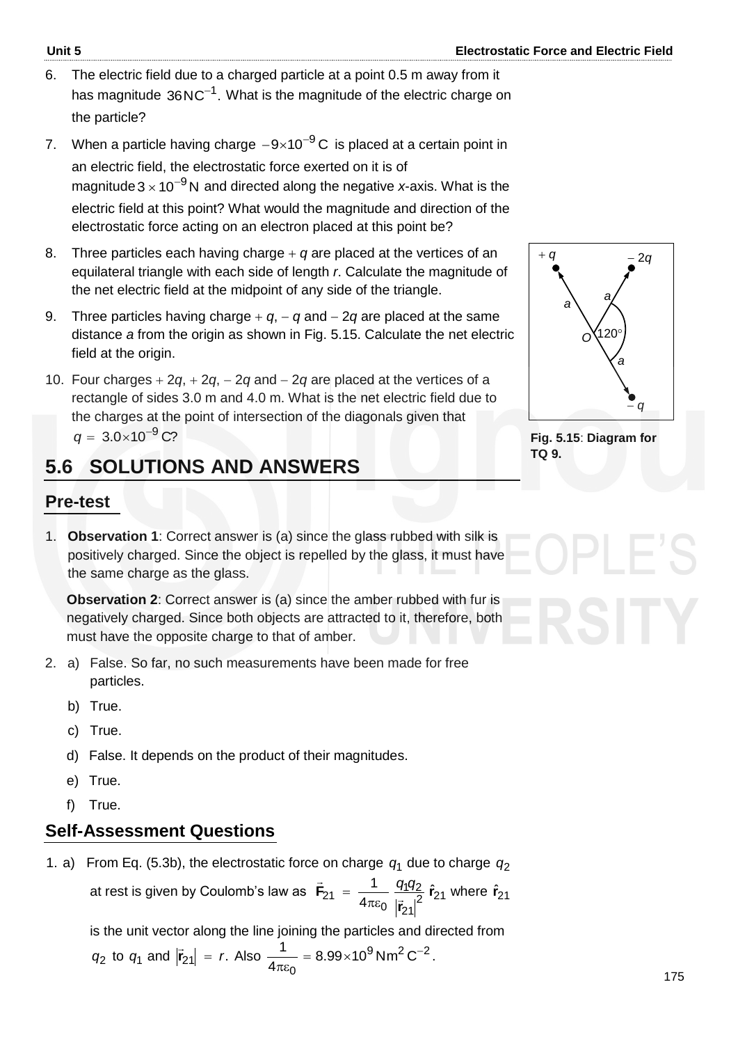6. The electric field due to a charged particle at a point 0.5 m away from it has magnitude $36\,\text{NC}^{-1}$. What is the magnitude of the electric charge on the particle?

7. When a particle having charge $-9\times10^{-9}\,\text{C}$ is placed at a certain point in an electric field, the electrostatic force exerted on it is of magnitude $3\times10^{-9}\,\text{N}$ and directed along the negative *x*-axis. What is the electric field at this point? What would the magnitude and direction of the electrostatic force acting on an electron placed at this point be?

8. Three particles each having charge $+q$ are placed at the vertices of an equilateral triangle with each side of length *r*. Calculate the magnitude of the net electric field at the midpoint of any side of the triangle.

9. Three particles having charge $+q$, $-q$ and $-2q$ are placed at the same distance *a* from the origin as shown in Fig. 5.15. Calculate the net electric field at the origin.

10. Four charges $+2q$, $+2q$, $-2q$ and $-2q$ are placed at the vertices of a rectangle of sides 3.0 m and 4.0 m. What is the net electric field due to the charges at the point of intersection of the diagonals given that $q = 3.0\times10^{-9}\,\text{C}$?

**Fig. 5.15**: **Diagram for TQ 9.**

## 5.6 SOLUTIONS AND ANSWERS

### Pre-test

1. **Observation 1**: Correct answer is (a) since the glass rubbed with silk is positively charged. Since the object is repelled by the glass, it must have the same charge as the glass.

   **Observation 2**: Correct answer is (a) since the amber rubbed with fur is negatively charged. Since both objects are attracted to it, therefore, both must have the opposite charge to that of amber.

2. a) False. So far, no such measurements have been made for free particles.

   b) True.

   c) True.

   d) False. It depends on the product of their magnitudes.

   e) True.

   f) True.

### Self-Assessment Questions

1. a) From Eq. (5.3b), the electrostatic force on charge $q_1$ due to charge $q_2$ at rest is given by Coulomb's law as $\vec{\mathbf{F}}_{21} = \dfrac{1}{4\pi\varepsilon_0}\dfrac{q_1q_2}{\left|\vec{\mathbf{r}}_{21}\right|^2}\,\hat{\mathbf{r}}_{21}$ where $\hat{\mathbf{r}}_{21}$ is the unit vector along the line joining the particles and directed from $q_2$ to $q_1$ and $\left|\vec{\mathbf{r}}_{21}\right| = r$. Also $\dfrac{1}{4\pi\varepsilon_0} = 8.99\times10^{9}\,\text{Nm}^2\,\text{C}^{-2}$.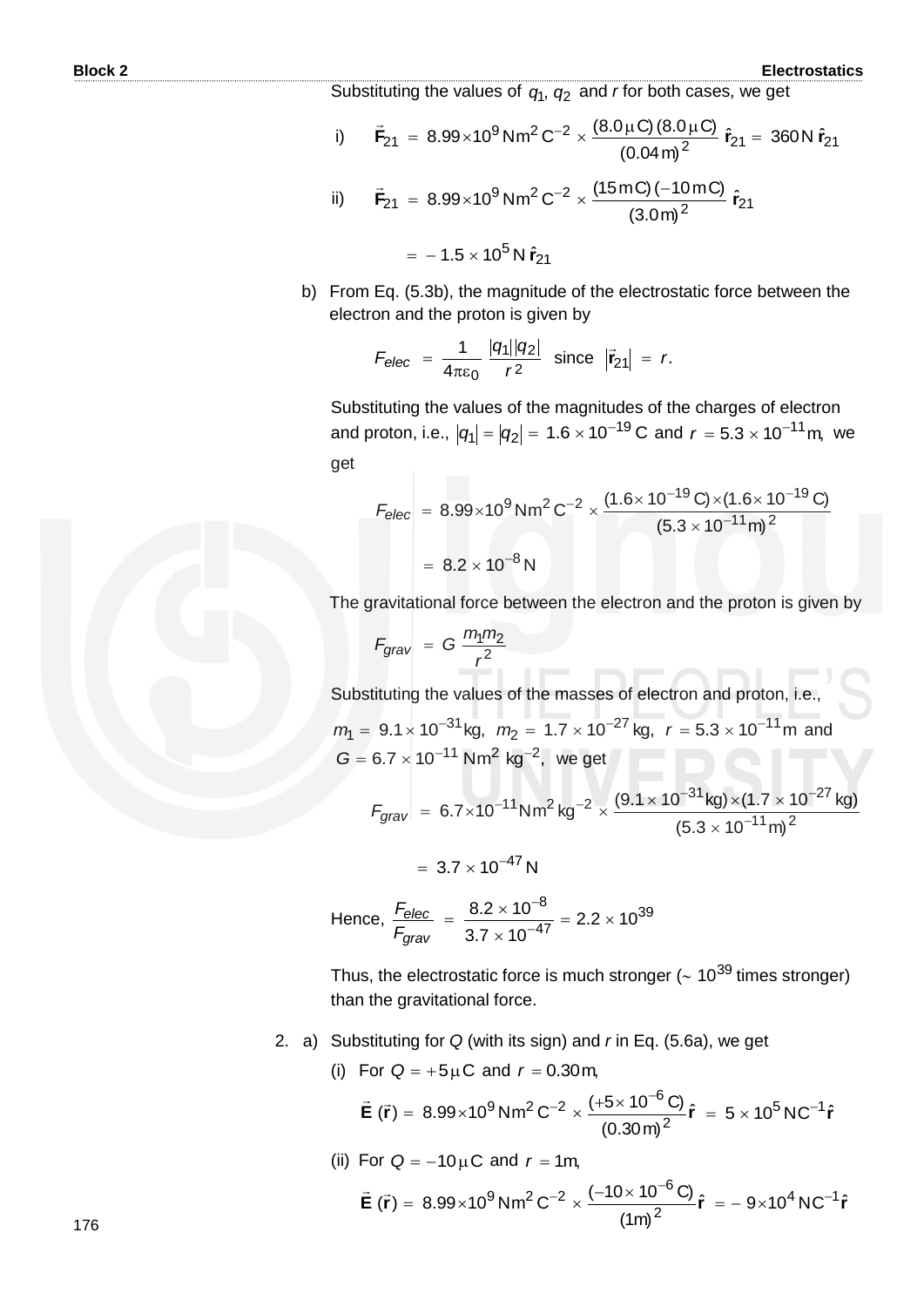Substituting the values of $q_1, q_2$ and $r$ for both cases, we get

i) $$\vec{\mathbf{F}}_{21} = 8.99 \times 10^9 \, \text{Nm}^2 \text{C}^{-2} \times \frac{(8.0\,\mu\text{C})\,(8.0\,\mu\text{C})}{(0.04\,\text{m})^2}\,\hat{\mathbf{r}}_{21} = 360\,\text{N}\,\hat{\mathbf{r}}_{21}$$

ii) $$\vec{\mathbf{F}}_{21} = 8.99 \times 10^9 \, \text{Nm}^2 \text{C}^{-2} \times \frac{(15\,\text{mC})\,(-10\,\text{mC})}{(3.0\,\text{m})^2}\,\hat{\mathbf{r}}_{21}$$

$$= -1.5 \times 10^5\,\text{N}\,\hat{\mathbf{r}}_{21}$$

b) From Eq. (5.3b), the magnitude of the electrostatic force between the electron and the proton is given by

$$F_{elec} = \frac{1}{4\pi\varepsilon_0}\frac{|q_1||q_2|}{r^2} \quad \text{since} \quad |\vec{\mathbf{r}}_{21}| = r.$$

Substituting the values of the magnitudes of the charges of electron and proton, i.e., $|q_1| = |q_2| = 1.6 \times 10^{-19}$ C and $r = 5.3 \times 10^{-11}$m, we get

$$F_{elec} = 8.99 \times 10^9 \, \text{Nm}^2 \text{C}^{-2} \times \frac{(1.6 \times 10^{-19}\,\text{C}) \times (1.6 \times 10^{-19}\,\text{C})}{(5.3 \times 10^{-11}\,\text{m})^2}$$

$$= 8.2 \times 10^{-8}\,\text{N}$$

The gravitational force between the electron and the proton is given by

$$F_{grav} = G\,\frac{m_1 m_2}{r^2}$$

Substituting the values of the masses of electron and proton, i.e., $m_1 = 9.1 \times 10^{-31}$kg, $m_2 = 1.7 \times 10^{-27}$ kg, $r = 5.3 \times 10^{-11}$m and $G = 6.7 \times 10^{-11}\,\text{Nm}^2\,\text{kg}^{-2}$, we get

$$F_{grav} = 6.7 \times 10^{-11} \text{Nm}^2 \text{kg}^{-2} \times \frac{(9.1 \times 10^{-31}\,\text{kg}) \times (1.7 \times 10^{-27}\,\text{kg})}{(5.3 \times 10^{-11}\,\text{m})^2}$$

$$= 3.7 \times 10^{-47}\,\text{N}$$

Hence, $$\frac{F_{elec}}{F_{grav}} = \frac{8.2 \times 10^{-8}}{3.7 \times 10^{-47}} = 2.2 \times 10^{39}$$

Thus, the electrostatic force is much stronger ($\sim 10^{39}$ times stronger) than the gravitational force.

2. a) Substituting for $Q$ (with its sign) and $r$ in Eq. (5.6a), we get

(i) For $Q = +5\,\mu\text{C}$ and $r = 0.30$m,

$$\vec{\mathbf{E}}\,(\vec{\mathbf{r}}) = 8.99 \times 10^9 \, \text{Nm}^2 \text{C}^{-2} \times \frac{(+5 \times 10^{-6}\,\text{C})}{(0.30\,\text{m})^2}\,\hat{\mathbf{r}} = 5 \times 10^5\,\text{NC}^{-1}\hat{\mathbf{r}}$$

(ii) For $Q = -10\,\mu\text{C}$ and $r = 1$m,

$$\vec{\mathbf{E}}\,(\vec{\mathbf{r}}) = 8.99 \times 10^9 \, \text{Nm}^2 \text{C}^{-2} \times \frac{(-10 \times 10^{-6}\,\text{C})}{(1\text{m})^2}\,\hat{\mathbf{r}} = -\,9 \times 10^4\,\text{NC}^{-1}\hat{\mathbf{r}}$$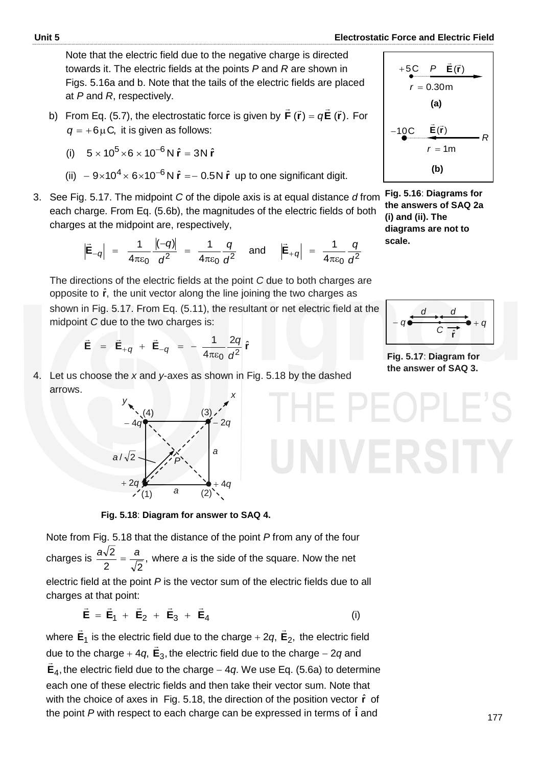Note that the electric field due to the negative charge is directed towards it. The electric fields at the points $P$ and $R$ are shown in Figs. 5.16a and b. Note that the tails of the electric fields are placed at $P$ and $R$, respectively.

b) From Eq. (5.7), the electrostatic force is given by $\vec{\mathbf{F}}(\vec{\mathbf{r}}) = q\vec{\mathbf{E}}(\vec{\mathbf{r}})$. For $q = +6\,\mu\text{C}$, it is given as follows:

(i) $5 \times 10^5 \times 6 \times 10^{-6}\,\text{N}\,\hat{\mathbf{r}} = 3\text{N}\,\hat{\mathbf{r}}$

(ii) $-9 \times 10^4 \times 6 \times 10^{-6}\,\text{N}\,\hat{\mathbf{r}} = -0.5\text{N}\,\hat{\mathbf{r}}$ up to one significant digit.

Fig. 5.16: Diagrams for the answers of SAQ 2a (i) and (ii). The diagrams are not to scale.

3. See Fig. 5.17. The midpoint $C$ of the dipole axis is at equal distance $d$ from each charge. From Eq. (5.6b), the magnitudes of the electric fields of both charges at the midpoint are, respectively,

$$\left|\vec{\mathbf{E}}_{-q}\right| = \frac{1}{4\pi\varepsilon_0}\frac{|(-q)|}{d^2} = \frac{1}{4\pi\varepsilon_0}\frac{q}{d^2} \quad \text{and} \quad \left|\vec{\mathbf{E}}_{+q}\right| = \frac{1}{4\pi\varepsilon_0}\frac{q}{d^2}$$

The directions of the electric fields at the point $C$ due to both charges are opposite to $\hat{\mathbf{r}}$, the unit vector along the line joining the two charges as shown in Fig. 5.17. From Eq. (5.11), the resultant or net electric field at the midpoint $C$ due to the two charges is:

$$\vec{\mathbf{E}} = \vec{\mathbf{E}}_{+q} + \vec{\mathbf{E}}_{-q} = -\frac{1}{4\pi\varepsilon_0}\frac{2q}{d^2}\,\hat{\mathbf{r}}$$

Fig. 5.17: Diagram for the answer of SAQ 3.

4. Let us choose the $x$ and $y$-axes as shown in Fig. 5.18 by the dashed arrows.

Fig. 5.18: Diagram for answer to SAQ 4.

Note from Fig. 5.18 that the distance of the point $P$ from any of the four charges is $\frac{a\sqrt{2}}{2} = \frac{a}{\sqrt{2}}$, where $a$ is the side of the square. Now the net electric field at the point $P$ is the vector sum of the electric fields due to all charges at that point:

$$\vec{\mathbf{E}} = \vec{\mathbf{E}}_1 + \vec{\mathbf{E}}_2 + \vec{\mathbf{E}}_3 + \vec{\mathbf{E}}_4 \qquad \text{(i)}$$

where $\vec{\mathbf{E}}_1$ is the electric field due to the charge $+2q$, $\vec{\mathbf{E}}_2$, the electric field due to the charge $+4q$, $\vec{\mathbf{E}}_3$, the electric field due to the charge $-2q$ and $\vec{\mathbf{E}}_4$, the electric field due to the charge $-4q$. We use Eq. (5.6a) to determine each one of these electric fields and then take their vector sum. Note that with the choice of axes in Fig. 5.18, the direction of the position vector $\hat{\mathbf{r}}$ of the point $P$ with respect to each charge can be expressed in terms of $\hat{\mathbf{i}}$ and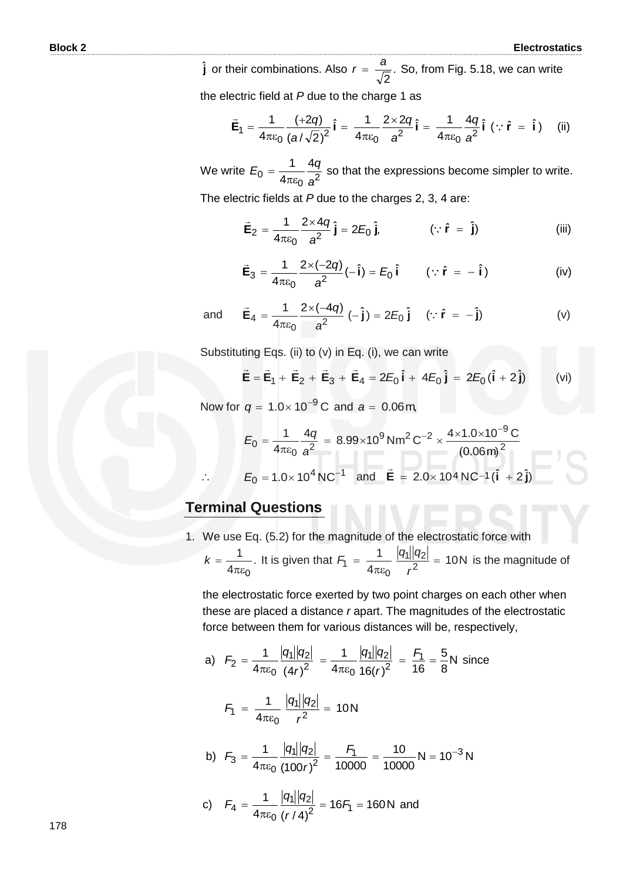$\hat{\mathbf{j}}$ or their combinations. Also $r = \dfrac{a}{\sqrt{2}}$. So, from Fig. 5.18, we can write the electric field at $P$ due to the charge 1 as

$$\vec{\mathbf{E}}_1 = \frac{1}{4\pi\varepsilon_0}\frac{(+2q)}{(a/\sqrt{2})^2}\hat{\mathbf{i}} = \frac{1}{4\pi\varepsilon_0}\frac{2\times 2q}{a^2}\hat{\mathbf{i}} = \frac{1}{4\pi\varepsilon_0}\frac{4q}{a^2}\hat{\mathbf{i}} \; (\because \hat{\mathbf{r}} = \hat{\mathbf{i}}) \qquad \text{(ii)}$$

We write $E_0 = \dfrac{1}{4\pi\varepsilon_0}\dfrac{4q}{a^2}$ so that the expressions become simpler to write.

The electric fields at $P$ due to the charges 2, 3, 4 are:

$$\vec{\mathbf{E}}_2 = \frac{1}{4\pi\varepsilon_0}\frac{2\times 4q}{a^2}\hat{\mathbf{j}} = 2E_0\,\hat{\mathbf{j}}, \qquad (\because \hat{\mathbf{r}} = \hat{\mathbf{j}}) \qquad \text{(iii)}$$

$$\vec{\mathbf{E}}_3 = \frac{1}{4\pi\varepsilon_0}\frac{2\times(-2q)}{a^2}(-\hat{\mathbf{i}}) = E_0\,\hat{\mathbf{i}} \qquad (\because \hat{\mathbf{r}} = -\hat{\mathbf{i}}) \qquad \text{(iv)}$$

and
$$\vec{\mathbf{E}}_4 = \frac{1}{4\pi\varepsilon_0}\frac{2\times(-4q)}{a^2}(-\hat{\mathbf{j}}) = 2E_0\,\hat{\mathbf{j}} \qquad (\because \hat{\mathbf{r}} = -\hat{\mathbf{j}}) \qquad \text{(v)}$$

Substituting Eqs. (ii) to (v) in Eq. (i), we can write

$$\vec{\mathbf{E}} = \vec{\mathbf{E}}_1 + \vec{\mathbf{E}}_2 + \vec{\mathbf{E}}_3 + \vec{\mathbf{E}}_4 = 2E_0\,\hat{\mathbf{i}} + 4E_0\,\hat{\mathbf{j}} = 2E_0(\hat{\mathbf{i}} + 2\hat{\mathbf{j}}) \qquad \text{(vi)}$$

Now for $q = 1.0\times 10^{-9}\,\text{C}$ and $a = 0.06\,\text{m}$,

$$E_0 = \frac{1}{4\pi\varepsilon_0}\frac{4q}{a^2} = 8.99\times 10^9\,\text{Nm}^2\,\text{C}^{-2} \times \frac{4\times 1.0\times 10^{-9}\,\text{C}}{(0.06\,\text{m})^2}$$

$$\therefore \qquad E_0 = 1.0\times 10^4\,\text{NC}^{-1} \quad \text{and} \quad \vec{\mathbf{E}} = 2.0\times 10^4\,\text{NC}^{-1}(\hat{\mathbf{i}} + 2\hat{\mathbf{j}})$$

## Terminal Questions

1. We use Eq. (5.2) for the magnitude of the electrostatic force with $k = \dfrac{1}{4\pi\varepsilon_0}$. It is given that $F_1 = \dfrac{1}{4\pi\varepsilon_0}\dfrac{|q_1||q_2|}{r^2} = 10\,\text{N}$ is the magnitude of the electrostatic force exerted by two point charges on each other when these are placed a distance $r$ apart. The magnitudes of the electrostatic force between them for various distances will be, respectively,

   a) $F_2 = \dfrac{1}{4\pi\varepsilon_0}\dfrac{|q_1||q_2|}{(4r)^2} = \dfrac{1}{4\pi\varepsilon_0}\dfrac{|q_1||q_2|}{16(r)^2} = \dfrac{F_1}{16} = \dfrac{5}{8}\,\text{N}$ since

   $$F_1 = \frac{1}{4\pi\varepsilon_0}\frac{|q_1||q_2|}{r^2} = 10\,\text{N}$$

   b) $F_3 = \dfrac{1}{4\pi\varepsilon_0}\dfrac{|q_1||q_2|}{(100r)^2} = \dfrac{F_1}{10000} = \dfrac{10}{10000}\,\text{N} = 10^{-3}\,\text{N}$

   c) $F_4 = \dfrac{1}{4\pi\varepsilon_0}\dfrac{|q_1||q_2|}{(r/4)^2} = 16F_1 = 160\,\text{N}$ and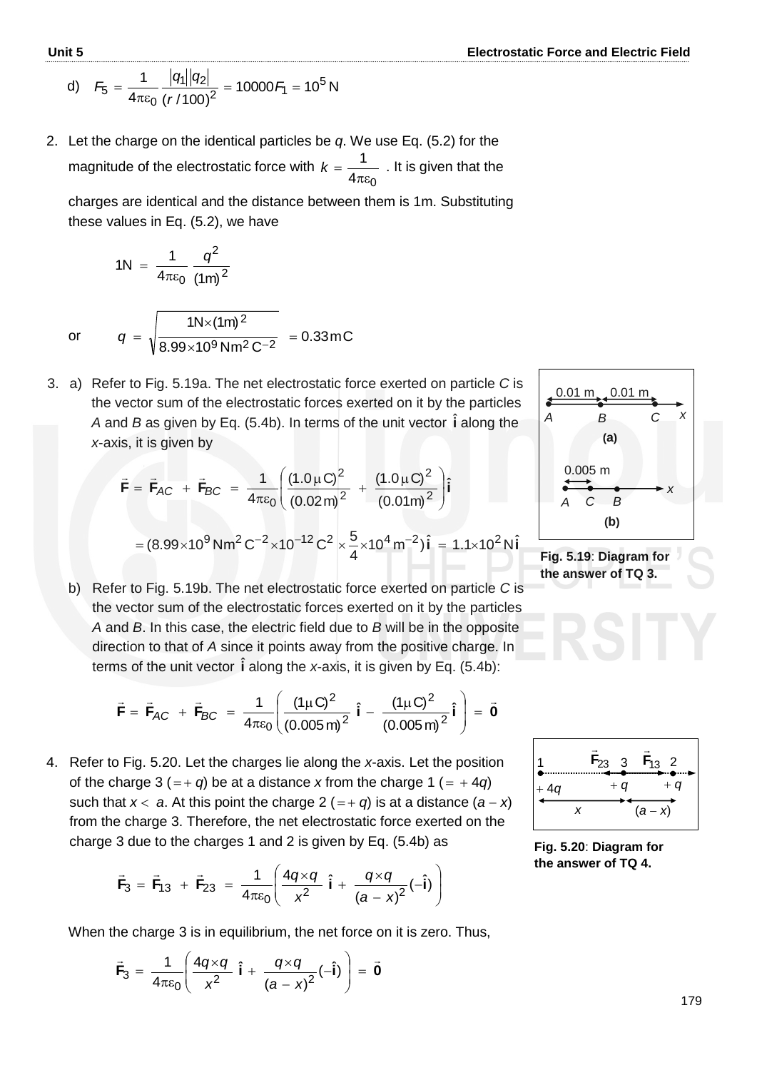d) $F_5 = \dfrac{1}{4\pi\varepsilon_0}\dfrac{|q_1||q_2|}{(r/100)^2} = 10000F_1 = 10^5\,\text{N}$

2. Let the charge on the identical particles be $q$. We use Eq. (5.2) for the magnitude of the electrostatic force with $k = \dfrac{1}{4\pi\varepsilon_0}$. It is given that the charges are identical and the distance between them is 1m. Substituting these values in Eq. (5.2), we have

$$1\text{N} = \frac{1}{4\pi\varepsilon_0}\frac{q^2}{(1\text{m})^2}$$

or $$q = \sqrt{\frac{1\text{N}\times(1\text{m})^2}{8.99\times10^9\,\text{Nm}^2\,\text{C}^{-2}}} = 0.33\,\text{mC}$$

3. a) Refer to Fig. 5.19a. The net electrostatic force exerted on particle $C$ is the vector sum of the electrostatic forces exerted on it by the particles $A$ and $B$ as given by Eq. (5.4b). In terms of the unit vector $\hat{\mathbf{i}}$ along the $x$-axis, it is given by

$$\vec{\mathbf{F}} = \vec{\mathbf{F}}_{AC} + \vec{\mathbf{F}}_{BC} = \frac{1}{4\pi\varepsilon_0}\left(\frac{(1.0\,\mu\text{C})^2}{(0.02\,\text{m})^2} + \frac{(1.0\,\mu\text{C})^2}{(0.01\text{m})^2}\right)\hat{\mathbf{i}}$$

$$= (8.99\times10^9\,\text{Nm}^2\,\text{C}^{-2}\times10^{-12}\,\text{C}^2\times\frac{5}{4}\times10^4\,\text{m}^{-2})\,\hat{\mathbf{i}} = 1.1\times10^2\,\text{N}\,\hat{\mathbf{i}}$$

Fig. 5.19: **Diagram for the answer of TQ 3.**

b) Refer to Fig. 5.19b. The net electrostatic force exerted on particle $C$ is the vector sum of the electrostatic forces exerted on it by the particles $A$ and $B$. In this case, the electric field due to $B$ will be in the opposite direction to that of $A$ since it points away from the positive charge. In terms of the unit vector $\hat{\mathbf{i}}$ along the $x$-axis, it is given by Eq. (5.4b):

$$\vec{\mathbf{F}} = \vec{\mathbf{F}}_{AC} + \vec{\mathbf{F}}_{BC} = \frac{1}{4\pi\varepsilon_0}\left(\frac{(1\mu\text{C})^2}{(0.005\,\text{m})^2}\,\hat{\mathbf{i}} - \frac{(1\mu\text{C})^2}{(0.005\,\text{m})^2}\,\hat{\mathbf{i}}\right) = \vec{\mathbf{0}}$$

4. Refer to Fig. 5.20. Let the charges lie along the $x$-axis. Let the position of the charge 3 ($= +q$) be at a distance $x$ from the charge 1 ($= +4q$) such that $x < a$. At this point the charge 2 ($= +q$) is at a distance $(a - x)$ from the charge 3. Therefore, the net electrostatic force exerted on the charge 3 due to the charges 1 and 2 is given by Eq. (5.4b) as

$$\vec{\mathbf{F}}_3 = \vec{\mathbf{F}}_{13} + \vec{\mathbf{F}}_{23} = \frac{1}{4\pi\varepsilon_0}\left(\frac{4q\times q}{x^2}\,\hat{\mathbf{i}} + \frac{q\times q}{(a-x)^2}(-\hat{\mathbf{i}})\right)$$

Fig. 5.20: **Diagram for the answer of TQ 4.**

When the charge 3 is in equilibrium, the net force on it is zero. Thus,

$$\vec{\mathbf{F}}_3 = \frac{1}{4\pi\varepsilon_0}\left(\frac{4q\times q}{x^2}\,\hat{\mathbf{i}} + \frac{q\times q}{(a-x)^2}(-\hat{\mathbf{i}})\right) = \vec{\mathbf{0}}$$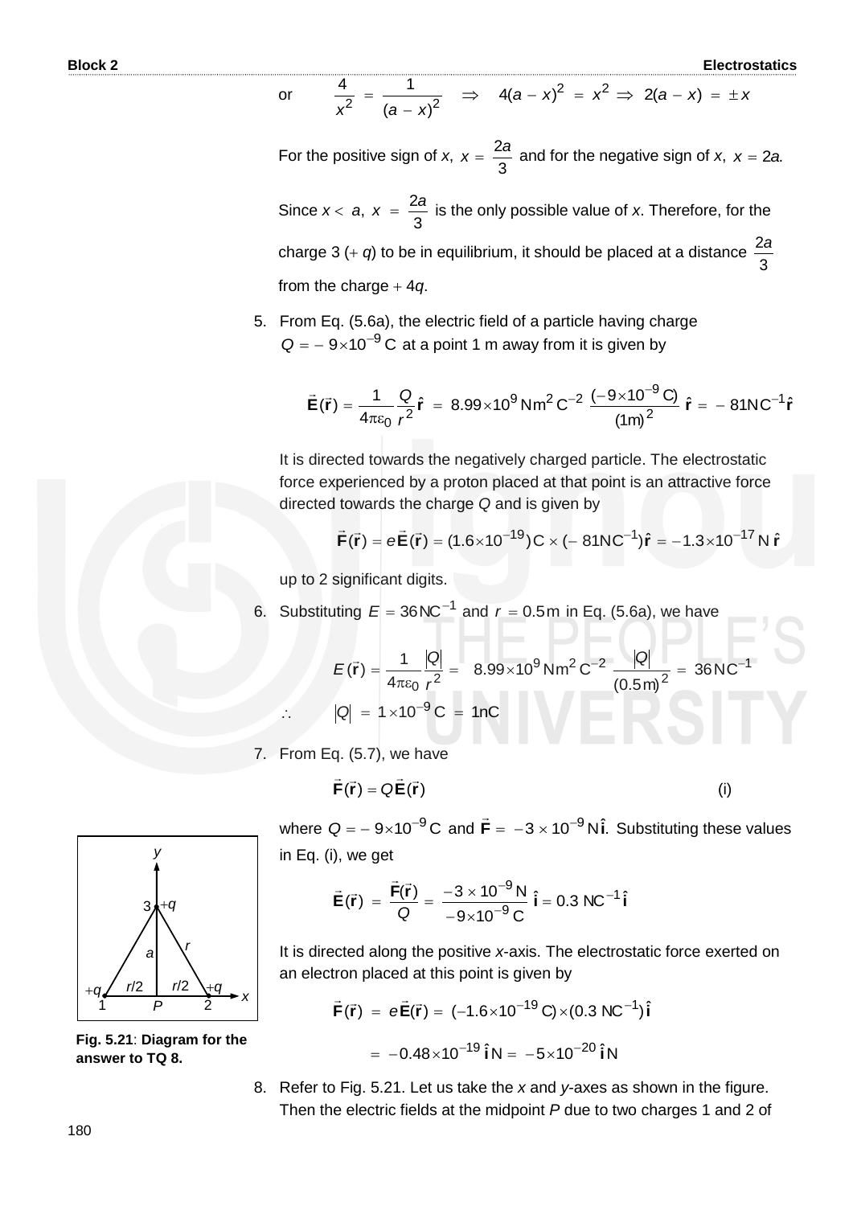or $\quad \dfrac{4}{x^2} = \dfrac{1}{(a-x)^2} \quad \Rightarrow \quad 4(a-x)^2 = x^2 \Rightarrow 2(a-x) = \pm x$

For the positive sign of $x$, $x = \dfrac{2a}{3}$ and for the negative sign of $x$, $x = 2a$.

Since $x < a$, $x = \dfrac{2a}{3}$ is the only possible value of $x$. Therefore, for the charge 3 ($+q$) to be in equilibrium, it should be placed at a distance $\dfrac{2a}{3}$ from the charge $+4q$.

5. From Eq. (5.6a), the electric field of a particle having charge $Q = -9\times10^{-9}$ C at a point 1 m away from it is given by

$$\vec{\mathbf{E}}(\vec{\mathbf{r}}) = \frac{1}{4\pi\varepsilon_0}\frac{Q}{r^2}\hat{\mathbf{r}} = 8.99\times10^{9}\,\text{Nm}^2\,\text{C}^{-2}\,\frac{(-9\times10^{-9}\,\text{C})}{(1\text{m})^2}\,\hat{\mathbf{r}} = -81\text{NC}^{-1}\hat{\mathbf{r}}$$

It is directed towards the negatively charged particle. The electrostatic force experienced by a proton placed at that point is an attractive force directed towards the charge $Q$ and is given by

$$\vec{\mathbf{F}}(\vec{\mathbf{r}}) = e\vec{\mathbf{E}}(\vec{\mathbf{r}}) = (1.6\times10^{-19})\text{C}\times(-81\text{NC}^{-1})\hat{\mathbf{r}} = -1.3\times10^{-17}\,\text{N}\,\hat{\mathbf{r}}$$

up to 2 significant digits.

6. Substituting $E = 36\,\text{NC}^{-1}$ and $r = 0.5\,\text{m}$ in Eq. (5.6a), we have

$$E(\vec{\mathbf{r}}) = \frac{1}{4\pi\varepsilon_0}\frac{|Q|}{r^2} = 8.99\times10^{9}\,\text{Nm}^2\,\text{C}^{-2}\,\frac{|Q|}{(0.5\,\text{m})^2} = 36\,\text{NC}^{-1}$$

$$\therefore \quad |Q| = 1\times10^{-9}\,\text{C} = 1\text{nC}$$

7. From Eq. (5.7), we have

$$\vec{\mathbf{F}}(\vec{\mathbf{r}}) = Q\vec{\mathbf{E}}(\vec{\mathbf{r}}) \qquad \text{(i)}$$

where $Q = -9\times10^{-9}$ C and $\vec{\mathbf{F}} = -3\times10^{-9}\,\text{N}\,\hat{\mathbf{i}}$. Substituting these values in Eq. (i), we get

$$\vec{\mathbf{E}}(\vec{\mathbf{r}}) = \frac{\vec{\mathbf{F}}(\vec{\mathbf{r}})}{Q} = \frac{-3\times10^{-9}\,\text{N}}{-9\times10^{-9}\,\text{C}}\,\hat{\mathbf{i}} = 0.3\,\text{NC}^{-1}\,\hat{\mathbf{i}}$$

It is directed along the positive $x$-axis. The electrostatic force exerted on an electron placed at this point is given by

$$\vec{\mathbf{F}}(\vec{\mathbf{r}}) = e\vec{\mathbf{E}}(\vec{\mathbf{r}}) = (-1.6\times10^{-19}\,\text{C})\times(0.3\,\text{NC}^{-1})\,\hat{\mathbf{i}}$$

$$= -0.48\times10^{-19}\,\hat{\mathbf{i}}\,\text{N} = -5\times10^{-20}\,\hat{\mathbf{i}}\,\text{N}$$

**Fig. 5.21**: **Diagram for the answer to TQ 8.**

8. Refer to Fig. 5.21. Let us take the $x$ and $y$-axes as shown in the figure. Then the electric fields at the midpoint $P$ due to two charges 1 and 2 of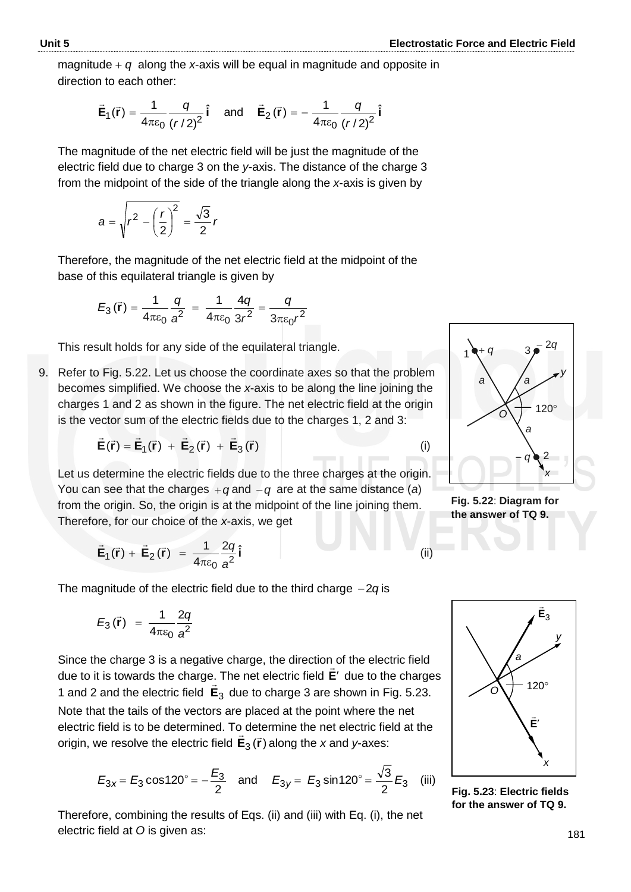magnitude $+q$ along the $x$-axis will be equal in magnitude and opposite in direction to each other:

$$\vec{\mathbf{E}}_1(\vec{\mathbf{r}}) = \frac{1}{4\pi\varepsilon_0}\frac{q}{(r/2)^2}\hat{\mathbf{i}} \quad \text{and} \quad \vec{\mathbf{E}}_2(\vec{\mathbf{r}}) = -\frac{1}{4\pi\varepsilon_0}\frac{q}{(r/2)^2}\hat{\mathbf{i}}$$

The magnitude of the net electric field will be just the magnitude of the electric field due to charge 3 on the $y$-axis. The distance of the charge 3 from the midpoint of the side of the triangle along the $x$-axis is given by

$$a = \sqrt{r^2 - \left(\frac{r}{2}\right)^2} = \frac{\sqrt{3}}{2}r$$

Therefore, the magnitude of the net electric field at the midpoint of the base of this equilateral triangle is given by

$$E_3(\vec{\mathbf{r}}) = \frac{1}{4\pi\varepsilon_0}\frac{q}{a^2} = \frac{1}{4\pi\varepsilon_0}\frac{4q}{3r^2} = \frac{q}{3\pi\varepsilon_0 r^2}$$

This result holds for any side of the equilateral triangle.

9. Refer to Fig. 5.22. Let us choose the coordinate axes so that the problem becomes simplified. We choose the $x$-axis to be along the line joining the charges 1 and 2 as shown in the figure. The net electric field at the origin is the vector sum of the electric fields due to the charges 1, 2 and 3:

$$\vec{\mathbf{E}}(\vec{\mathbf{r}}) = \vec{\mathbf{E}}_1(\vec{\mathbf{r}}) + \vec{\mathbf{E}}_2(\vec{\mathbf{r}}) + \vec{\mathbf{E}}_3(\vec{\mathbf{r}}) \qquad \text{(i)}$$

Let us determine the electric fields due to the three charges at the origin. You can see that the charges $+q$ and $-q$ are at the same distance ($a$) from the origin. So, the origin is at the midpoint of the line joining them. Therefore, for our choice of the $x$-axis, we get

$$\vec{\mathbf{E}}_1(\vec{\mathbf{r}}) + \vec{\mathbf{E}}_2(\vec{\mathbf{r}}) = \frac{1}{4\pi\varepsilon_0}\frac{2q}{a^2}\hat{\mathbf{i}} \qquad \text{(ii)}$$

The magnitude of the electric field due to the third charge $-2q$ is

$$E_3(\vec{\mathbf{r}}) = \frac{1}{4\pi\varepsilon_0}\frac{2q}{a^2}$$

Since the charge 3 is a negative charge, the direction of the electric field due to it is towards the charge. The net electric field $\vec{\mathbf{E}}'$ due to the charges 1 and 2 and the electric field $\vec{\mathbf{E}}_3$ due to charge 3 are shown in Fig. 5.23. Note that the tails of the vectors are placed at the point where the net electric field is to be determined. To determine the net electric field at the origin, we resolve the electric field $\vec{\mathbf{E}}_3(\vec{\mathbf{r}})$ along the $x$ and $y$-axes:

$$E_{3x} = E_3\cos 120^\circ = -\frac{E_3}{2} \quad \text{and} \quad E_{3y} = E_3\sin 120^\circ = \frac{\sqrt{3}}{2}E_3 \qquad \text{(iii)}$$

Therefore, combining the results of Eqs. (ii) and (iii) with Eq. (i), the net electric field at $O$ is given as:

**Fig. 5.22**: **Diagram for the answer of TQ 9.**

**Fig. 5.23**: **Electric fields for the answer of TQ 9.**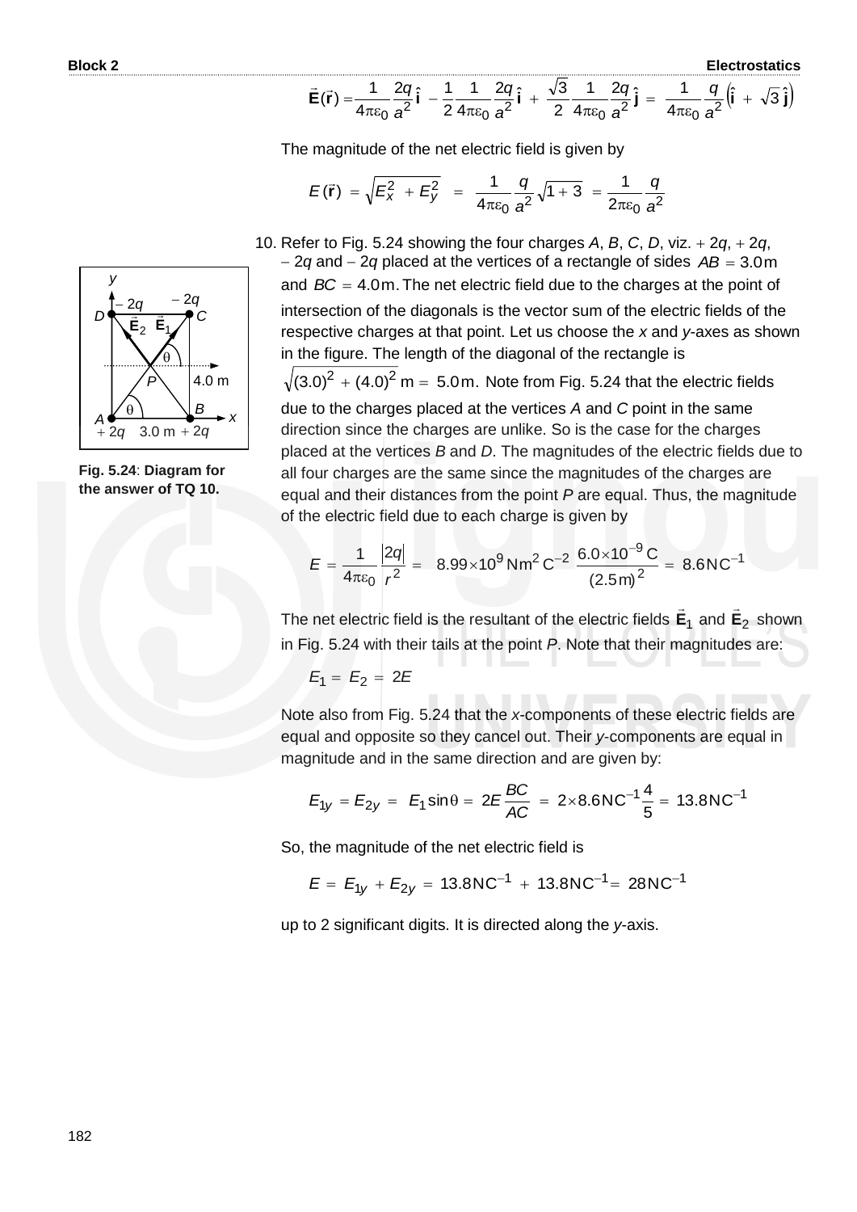$$\vec{\mathbf{E}}(\vec{\mathbf{r}}) = \frac{1}{4\pi\varepsilon_0}\frac{2q}{a^2}\hat{\mathbf{i}} - \frac{1}{2}\frac{1}{4\pi\varepsilon_0}\frac{2q}{a^2}\hat{\mathbf{i}} + \frac{\sqrt{3}}{2}\frac{1}{4\pi\varepsilon_0}\frac{2q}{a^2}\hat{\mathbf{j}} = \frac{1}{4\pi\varepsilon_0}\frac{q}{a^2}\left(\hat{\mathbf{i}} + \sqrt{3}\,\hat{\mathbf{j}}\right)$$

The magnitude of the net electric field is given by

$$E(\vec{\mathbf{r}}) = \sqrt{E_x^2 + E_y^2} = \frac{1}{4\pi\varepsilon_0}\frac{q}{a^2}\sqrt{1+3} = \frac{1}{2\pi\varepsilon_0}\frac{q}{a^2}$$

10. Refer to Fig. 5.24 showing the four charges *A*, *B*, *C*, *D*, viz. $+2q$, $+2q$, $-2q$ and $-2q$ placed at the vertices of a rectangle of sides $AB = 3.0\,\text{m}$ and $BC = 4.0\,\text{m}$. The net electric field due to the charges at the point of intersection of the diagonals is the vector sum of the electric fields of the respective charges at that point. Let us choose the *x* and *y*-axes as shown in the figure. The length of the diagonal of the rectangle is $\sqrt{(3.0)^2 + (4.0)^2}\,\text{m} = 5.0\,\text{m}$. Note from Fig. 5.24 that the electric fields due to the charges placed at the vertices *A* and *C* point in the same direction since the charges are unlike. So is the case for the charges placed at the vertices *B* and *D*. The magnitudes of the electric fields due to all four charges are the same since the magnitudes of the charges are equal and their distances from the point *P* are equal. Thus, the magnitude of the electric field due to each charge is given by

y
$-2q$
$-2q$
D
C
$\vec{\mathbf{E}}_2$
$\vec{\mathbf{E}}_1$
θ
P
4.0 m
θ
B
A
x
$+2q$
3.0 m
$+2q$

**Fig. 5.24**: **Diagram for the answer of TQ 10.**

$$E = \frac{1}{4\pi\varepsilon_0}\frac{|2q|}{r^2} = 8.99\times10^9\,\text{Nm}^2\,\text{C}^{-2}\,\frac{6.0\times10^{-9}\,\text{C}}{(2.5\,\text{m})^2} = 8.6\,\text{NC}^{-1}$$

The net electric field is the resultant of the electric fields $\vec{\mathbf{E}}_1$ and $\vec{\mathbf{E}}_2$ shown in Fig. 5.24 with their tails at the point *P*. Note that their magnitudes are:

$$E_1 = E_2 = 2E$$

Note also from Fig. 5.24 that the *x*-components of these electric fields are equal and opposite so they cancel out. Their *y*-components are equal in magnitude and in the same direction and are given by:

$$E_{1y} = E_{2y} = E_1 \sin\theta = 2E\,\frac{BC}{AC} = 2\times8.6\,\text{NC}^{-1}\,\frac{4}{5} = 13.8\,\text{NC}^{-1}$$

So, the magnitude of the net electric field is

$$E = E_{1y} + E_{2y} = 13.8\,\text{NC}^{-1} + 13.8\,\text{NC}^{-1} = 28\,\text{NC}^{-1}$$

up to 2 significant digits. It is directed along the *y*-axis.